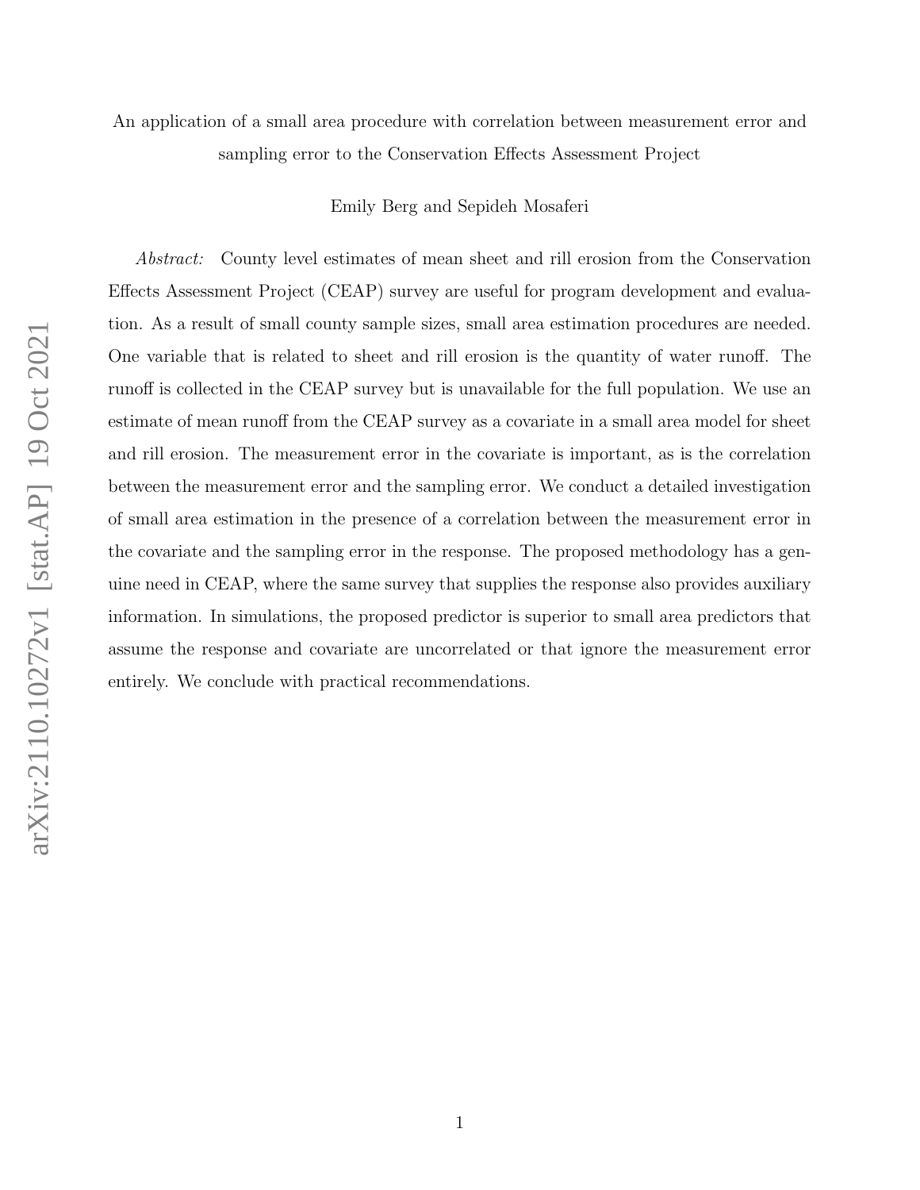# An application of a small area procedure with correlation between measurement error and sampling error to the Conservation Effects Assessment Project

Emily Berg and Sepideh Mosaferi

*Abstract:* County level estimates of mean sheet and rill erosion from the Conservation Effects Assessment Project (CEAP) survey are useful for program development and evaluation. As a result of small county sample sizes, small area estimation procedures are needed. One variable that is related to sheet and rill erosion is the quantity of water runoff. The runoff is collected in the CEAP survey but is unavailable for the full population. We use an estimate of mean runoff from the CEAP survey as a covariate in a small area model for sheet and rill erosion. The measurement error in the covariate is important, as is the correlation between the measurement error and the sampling error. We conduct a detailed investigation of small area estimation in the presence of a correlation between the measurement error in the covariate and the sampling error in the response. The proposed methodology has a genuine need in CEAP, where the same survey that supplies the response also provides auxiliary information. In simulations, the proposed predictor is superior to small area predictors that assume the response and covariate are uncorrelated or that ignore the measurement error entirely. We conclude with practical recommendations.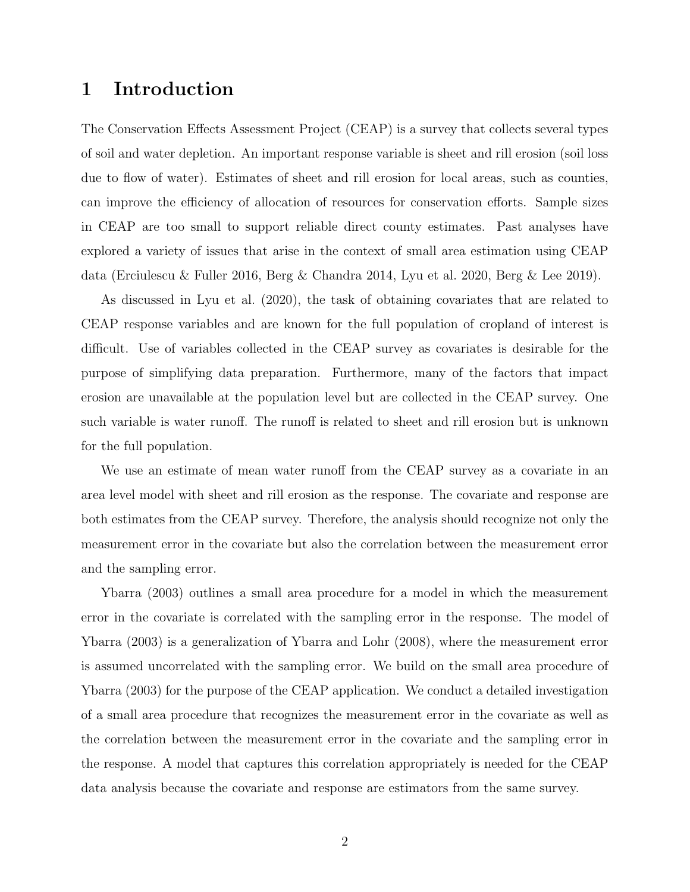# 1 Introduction

The Conservation Effects Assessment Project (CEAP) is a survey that collects several types of soil and water depletion. An important response variable is sheet and rill erosion (soil loss due to flow of water). Estimates of sheet and rill erosion for local areas, such as counties, can improve the efficiency of allocation of resources for conservation efforts. Sample sizes in CEAP are too small to support reliable direct county estimates. Past analyses have explored a variety of issues that arise in the context of small area estimation using CEAP data (Erciulescu & Fuller 2016, Berg & Chandra 2014, Lyu et al. 2020, Berg & Lee 2019).

As discussed in Lyu et al. (2020), the task of obtaining covariates that are related to CEAP response variables and are known for the full population of cropland of interest is difficult. Use of variables collected in the CEAP survey as covariates is desirable for the purpose of simplifying data preparation. Furthermore, many of the factors that impact erosion are unavailable at the population level but are collected in the CEAP survey. One such variable is water runoff. The runoff is related to sheet and rill erosion but is unknown for the full population.

We use an estimate of mean water runoff from the CEAP survey as a covariate in an area level model with sheet and rill erosion as the response. The covariate and response are both estimates from the CEAP survey. Therefore, the analysis should recognize not only the measurement error in the covariate but also the correlation between the measurement error and the sampling error.

Ybarra (2003) outlines a small area procedure for a model in which the measurement error in the covariate is correlated with the sampling error in the response. The model of Ybarra (2003) is a generalization of Ybarra and Lohr (2008), where the measurement error is assumed uncorrelated with the sampling error. We build on the small area procedure of Ybarra (2003) for the purpose of the CEAP application. We conduct a detailed investigation of a small area procedure that recognizes the measurement error in the covariate as well as the correlation between the measurement error in the covariate and the sampling error in the response. A model that captures this correlation appropriately is needed for the CEAP data analysis because the covariate and response are estimators from the same survey.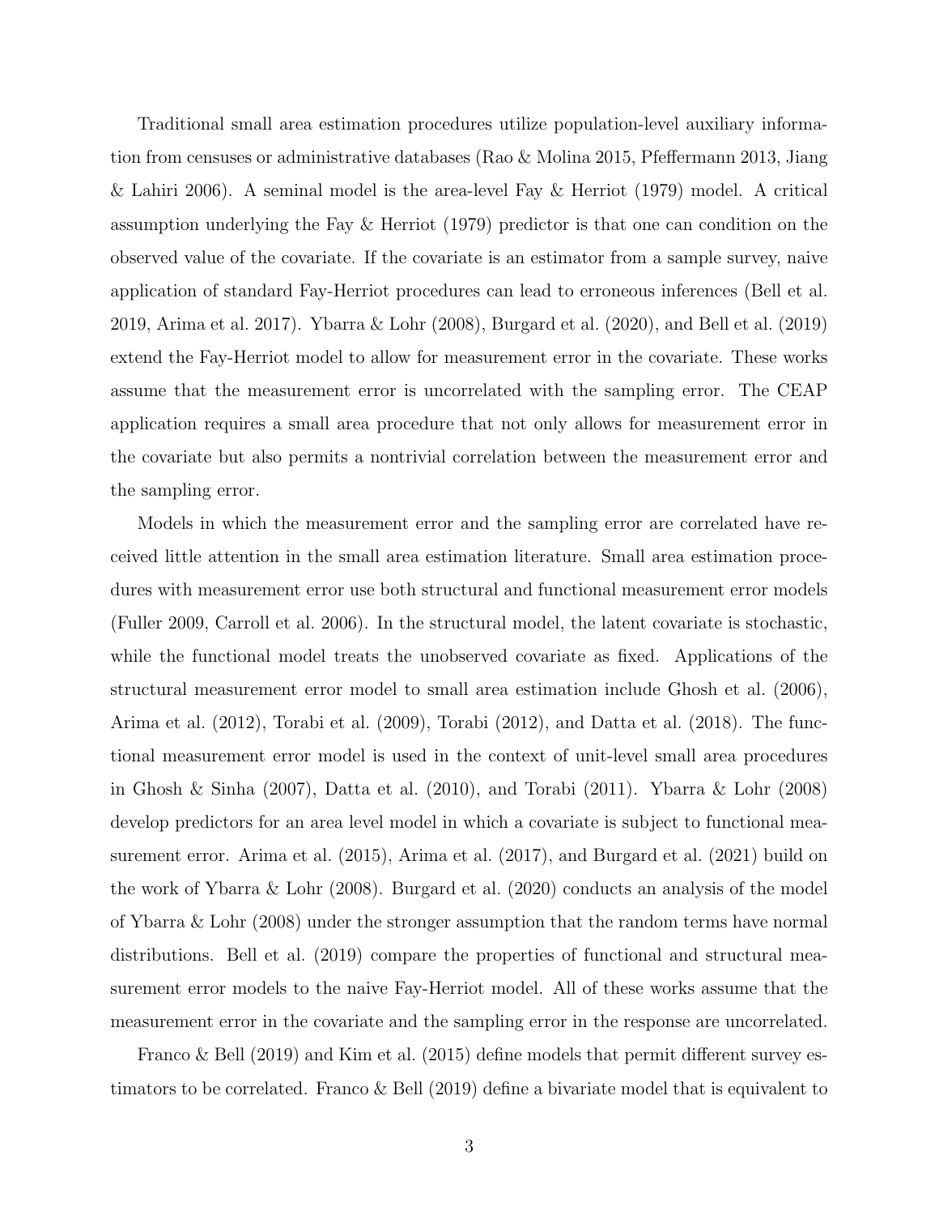Traditional small area estimation procedures utilize population-level auxiliary information from censuses or administrative databases (Rao & Molina 2015, Pfeffermann 2013, Jiang & Lahiri 2006). A seminal model is the area-level Fay & Herriot (1979) model. A critical assumption underlying the Fay & Herriot (1979) predictor is that one can condition on the observed value of the covariate. If the covariate is an estimator from a sample survey, naive application of standard Fay-Herriot procedures can lead to erroneous inferences (Bell et al. 2019, Arima et al. 2017). Ybarra & Lohr (2008), Burgard et al. (2020), and Bell et al. (2019) extend the Fay-Herriot model to allow for measurement error in the covariate. These works assume that the measurement error is uncorrelated with the sampling error. The CEAP application requires a small area procedure that not only allows for measurement error in the covariate but also permits a nontrivial correlation between the measurement error and the sampling error.

Models in which the measurement error and the sampling error are correlated have received little attention in the small area estimation literature. Small area estimation procedures with measurement error use both structural and functional measurement error models (Fuller 2009, Carroll et al. 2006). In the structural model, the latent covariate is stochastic, while the functional model treats the unobserved covariate as fixed. Applications of the structural measurement error model to small area estimation include Ghosh et al. (2006), Arima et al. (2012), Torabi et al. (2009), Torabi (2012), and Datta et al. (2018). The functional measurement error model is used in the context of unit-level small area procedures in Ghosh & Sinha (2007), Datta et al. (2010), and Torabi (2011). Ybarra & Lohr (2008) develop predictors for an area level model in which a covariate is subject to functional measurement error. Arima et al. (2015), Arima et al. (2017), and Burgard et al. (2021) build on the work of Ybarra & Lohr (2008). Burgard et al. (2020) conducts an analysis of the model of Ybarra & Lohr (2008) under the stronger assumption that the random terms have normal distributions. Bell et al. (2019) compare the properties of functional and structural measurement error models to the naive Fay-Herriot model. All of these works assume that the measurement error in the covariate and the sampling error in the response are uncorrelated.

Franco & Bell (2019) and Kim et al. (2015) define models that permit different survey estimators to be correlated. Franco & Bell (2019) define a bivariate model that is equivalent to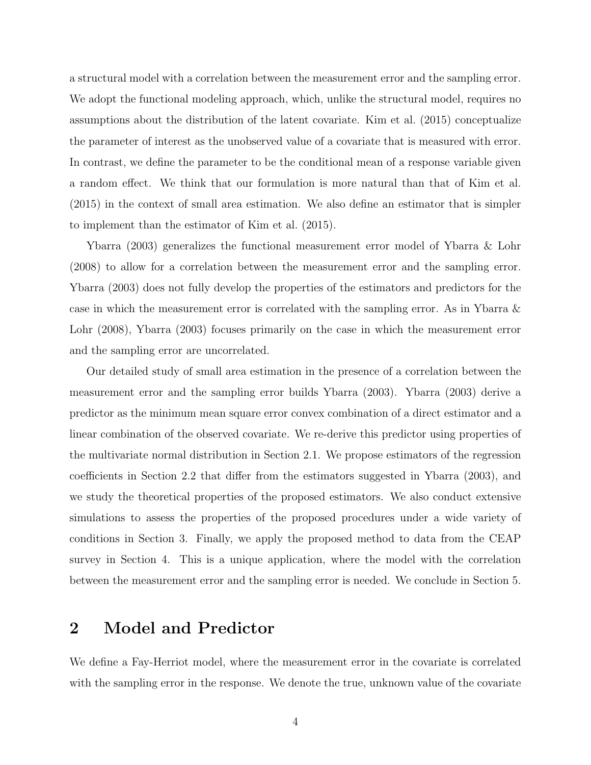a structural model with a correlation between the measurement error and the sampling error. We adopt the functional modeling approach, which, unlike the structural model, requires no assumptions about the distribution of the latent covariate. Kim et al. (2015) conceptualize the parameter of interest as the unobserved value of a covariate that is measured with error. In contrast, we define the parameter to be the conditional mean of a response variable given a random effect. We think that our formulation is more natural than that of Kim et al. (2015) in the context of small area estimation. We also define an estimator that is simpler to implement than the estimator of Kim et al. (2015).

Ybarra (2003) generalizes the functional measurement error model of Ybarra & Lohr (2008) to allow for a correlation between the measurement error and the sampling error. Ybarra (2003) does not fully develop the properties of the estimators and predictors for the case in which the measurement error is correlated with the sampling error. As in Ybarra & Lohr (2008), Ybarra (2003) focuses primarily on the case in which the measurement error and the sampling error are uncorrelated.

Our detailed study of small area estimation in the presence of a correlation between the measurement error and the sampling error builds Ybarra (2003). Ybarra (2003) derive a predictor as the minimum mean square error convex combination of a direct estimator and a linear combination of the observed covariate. We re-derive this predictor using properties of the multivariate normal distribution in Section 2.1. We propose estimators of the regression coefficients in Section 2.2 that differ from the estimators suggested in Ybarra (2003), and we study the theoretical properties of the proposed estimators. We also conduct extensive simulations to assess the properties of the proposed procedures under a wide variety of conditions in Section 3. Finally, we apply the proposed method to data from the CEAP survey in Section 4. This is a unique application, where the model with the correlation between the measurement error and the sampling error is needed. We conclude in Section 5.

# 2 Model and Predictor

We define a Fay-Herriot model, where the measurement error in the covariate is correlated with the sampling error in the response. We denote the true, unknown value of the covariate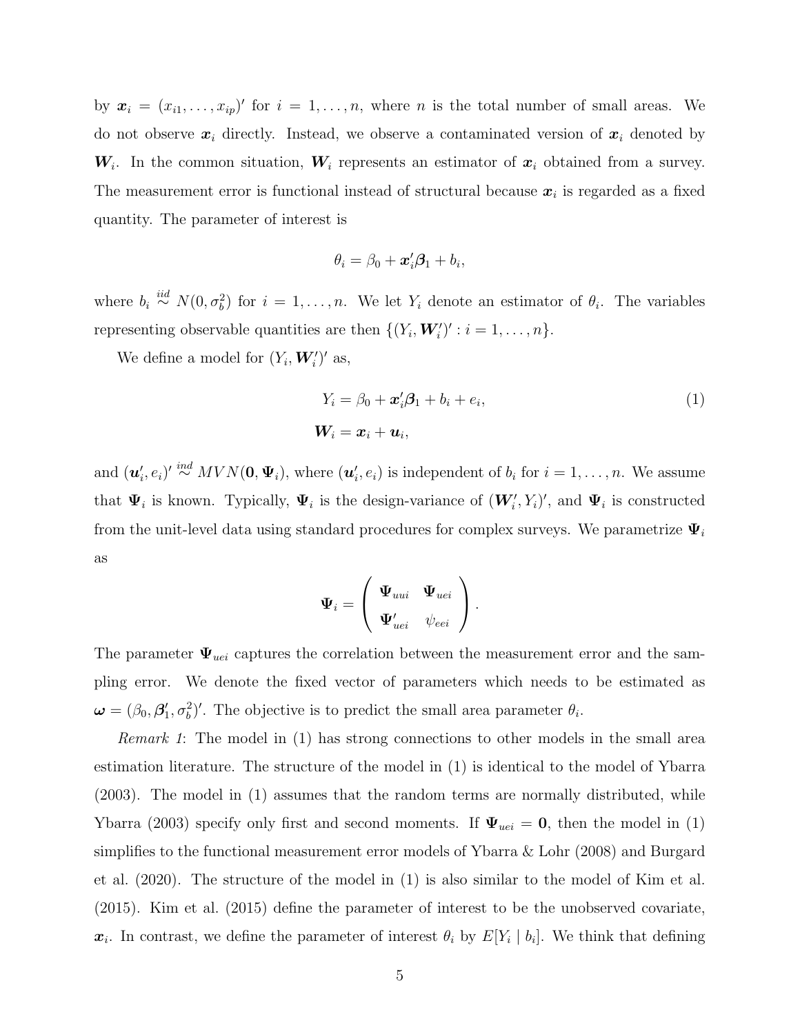by $\boldsymbol{x}_i = (x_{i1}, \ldots, x_{ip})'$ for $i = 1, \ldots, n$, where $n$ is the total number of small areas. We do not observe $\boldsymbol{x}_i$ directly. Instead, we observe a contaminated version of $\boldsymbol{x}_i$ denoted by $\boldsymbol{W}_i$. In the common situation, $\boldsymbol{W}_i$ represents an estimator of $\boldsymbol{x}_i$ obtained from a survey. The measurement error is functional instead of structural because $\boldsymbol{x}_i$ is regarded as a fixed quantity. The parameter of interest is

$$\theta_i = \beta_0 + \boldsymbol{x}_i'\boldsymbol{\beta}_1 + b_i,$$

where $b_i \overset{iid}{\sim} N(0, \sigma_b^2)$ for $i = 1, \ldots, n$. We let $Y_i$ denote an estimator of $\theta_i$. The variables representing observable quantities are then $\{(Y_i, \boldsymbol{W}_i')' : i = 1, \ldots, n\}$.

We define a model for $(Y_i, \boldsymbol{W}_i')'$ as,

$$\begin{aligned} Y_i &= \beta_0 + \boldsymbol{x}_i'\boldsymbol{\beta}_1 + b_i + e_i, \\ \boldsymbol{W}_i &= \boldsymbol{x}_i + \boldsymbol{u}_i, \end{aligned} \tag{1}$$

and $(\boldsymbol{u}_i', e_i)' \overset{ind}{\sim} MVN(\boldsymbol{0}, \boldsymbol{\Psi}_i)$, where $(\boldsymbol{u}_i', e_i)$ is independent of $b_i$ for $i = 1, \ldots, n$. We assume that $\boldsymbol{\Psi}_i$ is known. Typically, $\boldsymbol{\Psi}_i$ is the design-variance of $(\boldsymbol{W}_i', Y_i)'$, and $\boldsymbol{\Psi}_i$ is constructed from the unit-level data using standard procedures for complex surveys. We parametrize $\boldsymbol{\Psi}_i$ as

$$\boldsymbol{\Psi}_i = \begin{pmatrix} \boldsymbol{\Psi}_{uui} & \boldsymbol{\Psi}_{uei} \\ \boldsymbol{\Psi}_{uei}' & \psi_{eei} \end{pmatrix}.$$

The parameter $\boldsymbol{\Psi}_{uei}$ captures the correlation between the measurement error and the sampling error. We denote the fixed vector of parameters which needs to be estimated as $\boldsymbol{\omega} = (\beta_0, \boldsymbol{\beta}_1', \sigma_b^2)'$. The objective is to predict the small area parameter $\theta_i$.

*Remark 1*: The model in (1) has strong connections to other models in the small area estimation literature. The structure of the model in (1) is identical to the model of Ybarra (2003). The model in (1) assumes that the random terms are normally distributed, while Ybarra (2003) specify only first and second moments. If $\boldsymbol{\Psi}_{uei} = \boldsymbol{0}$, then the model in (1) simplifies to the functional measurement error models of Ybarra & Lohr (2008) and Burgard et al. (2020). The structure of the model in (1) is also similar to the model of Kim et al. (2015). Kim et al. (2015) define the parameter of interest to be the unobserved covariate, $\boldsymbol{x}_i$. In contrast, we define the parameter of interest $\theta_i$ by $E[Y_i \mid b_i]$. We think that defining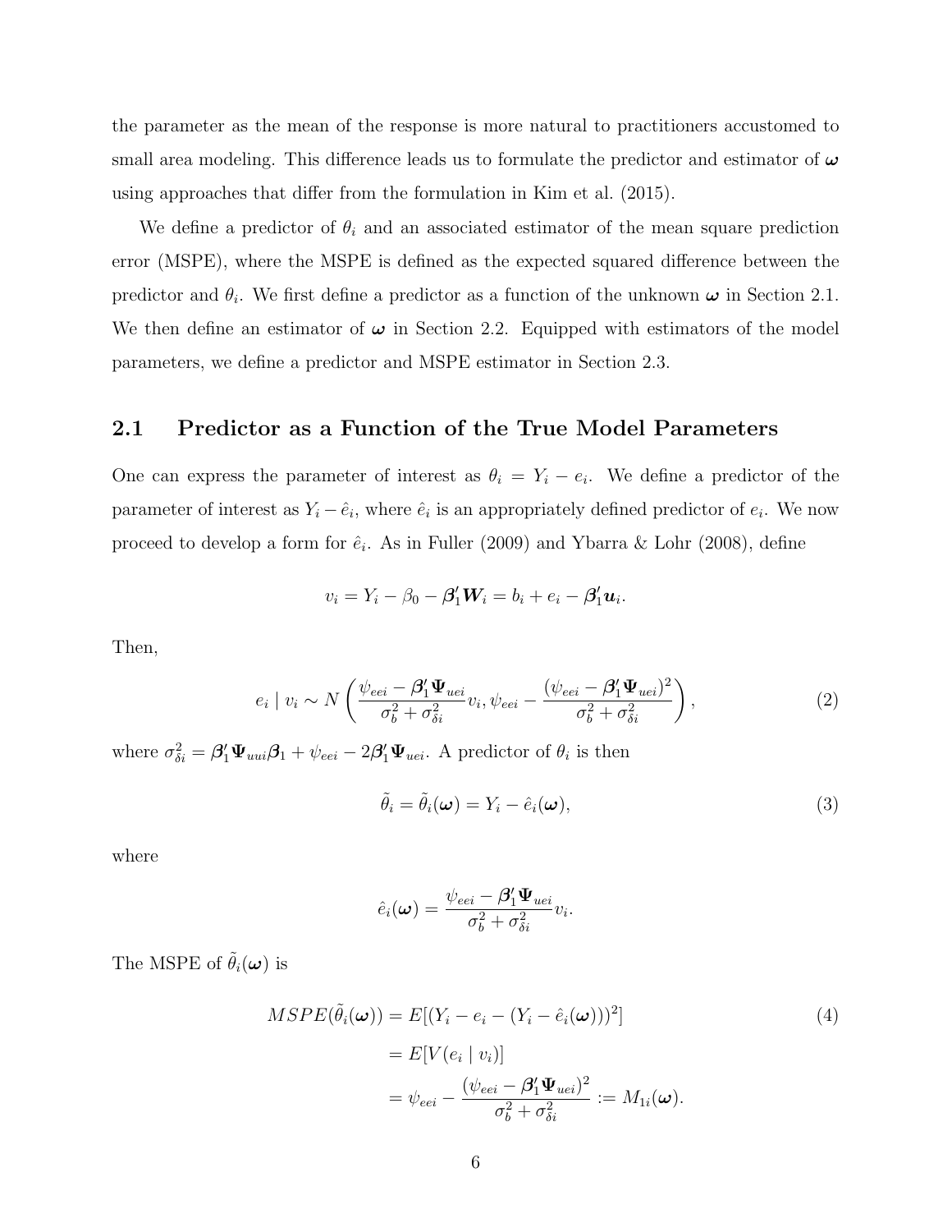the parameter as the mean of the response is more natural to practitioners accustomed to small area modeling. This difference leads us to formulate the predictor and estimator of $\boldsymbol{\omega}$ using approaches that differ from the formulation in Kim et al. (2015).

We define a predictor of $\theta_i$ and an associated estimator of the mean square prediction error (MSPE), where the MSPE is defined as the expected squared difference between the predictor and $\theta_i$. We first define a predictor as a function of the unknown $\boldsymbol{\omega}$ in Section 2.1. We then define an estimator of $\boldsymbol{\omega}$ in Section 2.2. Equipped with estimators of the model parameters, we define a predictor and MSPE estimator in Section 2.3.

## 2.1 Predictor as a Function of the True Model Parameters

One can express the parameter of interest as $\theta_i = Y_i - e_i$. We define a predictor of the parameter of interest as $Y_i - \hat{e}_i$, where $\hat{e}_i$ is an appropriately defined predictor of $e_i$. We now proceed to develop a form for $\hat{e}_i$. As in Fuller (2009) and Ybarra & Lohr (2008), define

$$v_i = Y_i - \beta_0 - \boldsymbol{\beta}_1' \boldsymbol{W}_i = b_i + e_i - \boldsymbol{\beta}_1' \boldsymbol{u}_i.$$

Then,

$$e_i \mid v_i \sim N\left( \frac{\psi_{eei} - \boldsymbol{\beta}_1' \boldsymbol{\Psi}_{uei}}{\sigma_b^2 + \sigma_{\delta i}^2} v_i, \psi_{eei} - \frac{(\psi_{eei} - \boldsymbol{\beta}_1' \boldsymbol{\Psi}_{uei})^2}{\sigma_b^2 + \sigma_{\delta i}^2} \right), \tag{2}$$

where $\sigma_{\delta i}^2 = \boldsymbol{\beta}_1' \boldsymbol{\Psi}_{uui} \boldsymbol{\beta}_1 + \psi_{eei} - 2\boldsymbol{\beta}_1' \boldsymbol{\Psi}_{uei}$. A predictor of $\theta_i$ is then

$$\tilde{\theta}_i = \tilde{\theta}_i(\boldsymbol{\omega}) = Y_i - \hat{e}_i(\boldsymbol{\omega}), \tag{3}$$

where

$$\hat{e}_i(\boldsymbol{\omega}) = \frac{\psi_{eei} - \boldsymbol{\beta}_1' \boldsymbol{\Psi}_{uei}}{\sigma_b^2 + \sigma_{\delta i}^2} v_i.$$

The MSPE of $\tilde{\theta}_i(\boldsymbol{\omega})$ is

$$\begin{aligned} MSPE(\tilde{\theta}_i(\boldsymbol{\omega})) &= E[(Y_i - e_i - (Y_i - \hat{e}_i(\boldsymbol{\omega})))^2] \\ &= E[V(e_i \mid v_i)] \\ &= \psi_{eei} - \frac{(\psi_{eei} - \boldsymbol{\beta}_1' \boldsymbol{\Psi}_{uei})^2}{\sigma_b^2 + \sigma_{\delta i}^2} := M_{1i}(\boldsymbol{\omega}). \end{aligned} \tag{4}$$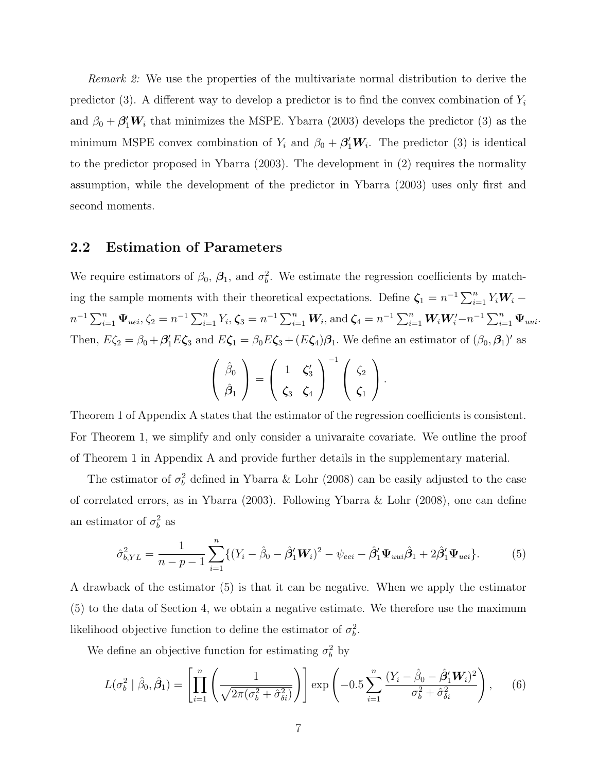*Remark 2:* We use the properties of the multivariate normal distribution to derive the predictor (3). A different way to develop a predictor is to find the convex combination of $Y_i$ and $\beta_0 + \boldsymbol{\beta}_1' \boldsymbol{W}_i$ that minimizes the MSPE. Ybarra (2003) develops the predictor (3) as the minimum MSPE convex combination of $Y_i$ and $\beta_0 + \boldsymbol{\beta}_1' \boldsymbol{W}_i$. The predictor (3) is identical to the predictor proposed in Ybarra (2003). The development in (2) requires the normality assumption, while the development of the predictor in Ybarra (2003) uses only first and second moments.

## 2.2 Estimation of Parameters

We require estimators of $\beta_0$, $\boldsymbol{\beta}_1$, and $\sigma_b^2$. We estimate the regression coefficients by matching the sample moments with their theoretical expectations. Define $\boldsymbol{\zeta}_1 = n^{-1}\sum_{i=1}^n Y_i \boldsymbol{W}_i - n^{-1}\sum_{i=1}^n \boldsymbol{\Psi}_{uei}$, $\zeta_2 = n^{-1}\sum_{i=1}^n Y_i$, $\boldsymbol{\zeta}_3 = n^{-1}\sum_{i=1}^n \boldsymbol{W}_i$, and $\boldsymbol{\zeta}_4 = n^{-1}\sum_{i=1}^n \boldsymbol{W}_i \boldsymbol{W}_i' - n^{-1}\sum_{i=1}^n \boldsymbol{\Psi}_{uui}$. Then, $E\zeta_2 = \beta_0 + \boldsymbol{\beta}_1' E\boldsymbol{\zeta}_3$ and $E\boldsymbol{\zeta}_1 = \beta_0 E\boldsymbol{\zeta}_3 + (E\boldsymbol{\zeta}_4)\boldsymbol{\beta}_1$. We define an estimator of $(\beta_0, \boldsymbol{\beta}_1)'$ as

$$\begin{pmatrix} \hat{\beta}_0 \\ \hat{\boldsymbol{\beta}}_1 \end{pmatrix} = \begin{pmatrix} 1 & \boldsymbol{\zeta}_3' \\ \boldsymbol{\zeta}_3 & \boldsymbol{\zeta}_4 \end{pmatrix}^{-1} \begin{pmatrix} \zeta_2 \\ \boldsymbol{\zeta}_1 \end{pmatrix}.$$

Theorem 1 of Appendix A states that the estimator of the regression coefficients is consistent. For Theorem 1, we simplify and only consider a univaraite covariate. We outline the proof of Theorem 1 in Appendix A and provide further details in the supplementary material.

The estimator of $\sigma_b^2$ defined in Ybarra & Lohr (2008) can be easily adjusted to the case of correlated errors, as in Ybarra (2003). Following Ybarra & Lohr (2008), one can define an estimator of $\sigma_b^2$ as

$$\hat{\sigma}_{b,YL}^2 = \frac{1}{n-p-1}\sum_{i=1}^n \{(Y_i - \hat{\beta}_0 - \hat{\boldsymbol{\beta}}_1' \boldsymbol{W}_i)^2 - \psi_{eei} - \hat{\boldsymbol{\beta}}_1' \boldsymbol{\Psi}_{uui} \hat{\boldsymbol{\beta}}_1 + 2\hat{\boldsymbol{\beta}}_1' \boldsymbol{\Psi}_{uei}\}. \quad (5)$$

A drawback of the estimator (5) is that it can be negative. When we apply the estimator (5) to the data of Section 4, we obtain a negative estimate. We therefore use the maximum likelihood objective function to define the estimator of $\sigma_b^2$.

We define an objective function for estimating $\sigma_b^2$ by

$$L(\sigma_b^2 \mid \hat{\beta}_0, \hat{\boldsymbol{\beta}}_1) = \left[\prod_{i=1}^n \left(\frac{1}{\sqrt{2\pi(\sigma_b^2 + \hat{\sigma}_{\delta i}^2)}}\right)\right] \exp\left(-0.5\sum_{i=1}^n \frac{(Y_i - \hat{\beta}_0 - \hat{\boldsymbol{\beta}}_1' \boldsymbol{W}_i)^2}{\sigma_b^2 + \hat{\sigma}_{\delta i}^2}\right), \quad (6)$$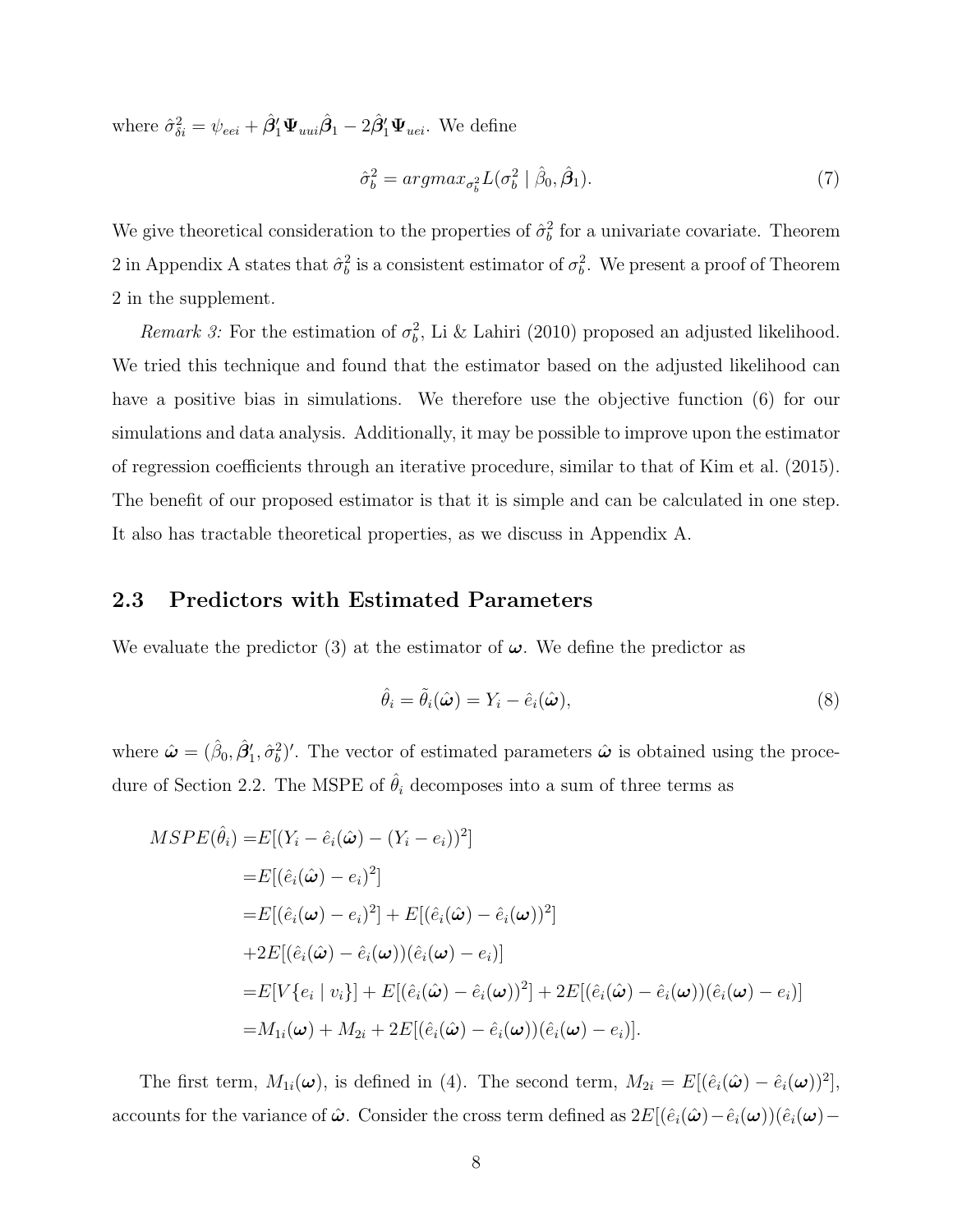where $\hat{\sigma}^2_{\delta i} = \psi_{eei} + \hat{\boldsymbol{\beta}}_1' \boldsymbol{\Psi}_{uui} \hat{\boldsymbol{\beta}}_1 - 2\hat{\boldsymbol{\beta}}_1' \boldsymbol{\Psi}_{uei}$. We define

$$
\hat{\sigma}_b^2 = argmax_{\sigma_b^2} L(\sigma_b^2 \mid \hat{\beta}_0, \hat{\boldsymbol{\beta}}_1). \tag{7}
$$

We give theoretical consideration to the properties of $\hat{\sigma}_b^2$ for a univariate covariate. Theorem 2 in Appendix A states that $\hat{\sigma}_b^2$ is a consistent estimator of $\sigma_b^2$. We present a proof of Theorem 2 in the supplement.

*Remark 3:* For the estimation of $\sigma_b^2$, Li & Lahiri (2010) proposed an adjusted likelihood. We tried this technique and found that the estimator based on the adjusted likelihood can have a positive bias in simulations. We therefore use the objective function (6) for our simulations and data analysis. Additionally, it may be possible to improve upon the estimator of regression coefficients through an iterative procedure, similar to that of Kim et al. (2015). The benefit of our proposed estimator is that it is simple and can be calculated in one step. It also has tractable theoretical properties, as we discuss in Appendix A.

## 2.3 Predictors with Estimated Parameters

We evaluate the predictor (3) at the estimator of $\boldsymbol{\omega}$. We define the predictor as

$$
\hat{\theta}_i = \tilde{\theta}_i(\hat{\boldsymbol{\omega}}) = Y_i - \hat{e}_i(\hat{\boldsymbol{\omega}}), \tag{8}
$$

where $\hat{\boldsymbol{\omega}} = (\hat{\beta}_0, \hat{\boldsymbol{\beta}}_1', \hat{\sigma}_b^2)'$. The vector of estimated parameters $\hat{\boldsymbol{\omega}}$ is obtained using the procedure of Section 2.2. The MSPE of $\hat{\theta}_i$ decomposes into a sum of three terms as

$$
\begin{aligned}
MSPE(\hat{\theta}_i) =& E[(Y_i - \hat{e}_i(\hat{\boldsymbol{\omega}}) - (Y_i - e_i))^2] \\
=& E[(\hat{e}_i(\hat{\boldsymbol{\omega}}) - e_i)^2] \\
=& E[(\hat{e}_i(\boldsymbol{\omega}) - e_i)^2] + E[(\hat{e}_i(\hat{\boldsymbol{\omega}}) - \hat{e}_i(\boldsymbol{\omega}))^2] \\
&+ 2E[(\hat{e}_i(\hat{\boldsymbol{\omega}}) - \hat{e}_i(\boldsymbol{\omega}))(\hat{e}_i(\boldsymbol{\omega}) - e_i)] \\
=& E[V\{e_i \mid v_i\}] + E[(\hat{e}_i(\hat{\boldsymbol{\omega}}) - \hat{e}_i(\boldsymbol{\omega}))^2] + 2E[(\hat{e}_i(\hat{\boldsymbol{\omega}}) - \hat{e}_i(\boldsymbol{\omega}))(\hat{e}_i(\boldsymbol{\omega}) - e_i)] \\
=& M_{1i}(\boldsymbol{\omega}) + M_{2i} + 2E[(\hat{e}_i(\hat{\boldsymbol{\omega}}) - \hat{e}_i(\boldsymbol{\omega}))(\hat{e}_i(\boldsymbol{\omega}) - e_i)].
\end{aligned}
$$

The first term, $M_{1i}(\boldsymbol{\omega})$, is defined in (4). The second term, $M_{2i} = E[(\hat{e}_i(\hat{\boldsymbol{\omega}}) - \hat{e}_i(\boldsymbol{\omega}))^2]$, accounts for the variance of $\hat{\boldsymbol{\omega}}$. Consider the cross term defined as $2E[(\hat{e}_i(\hat{\boldsymbol{\omega}}) - \hat{e}_i(\boldsymbol{\omega}))(\hat{e}_i(\boldsymbol{\omega}) -$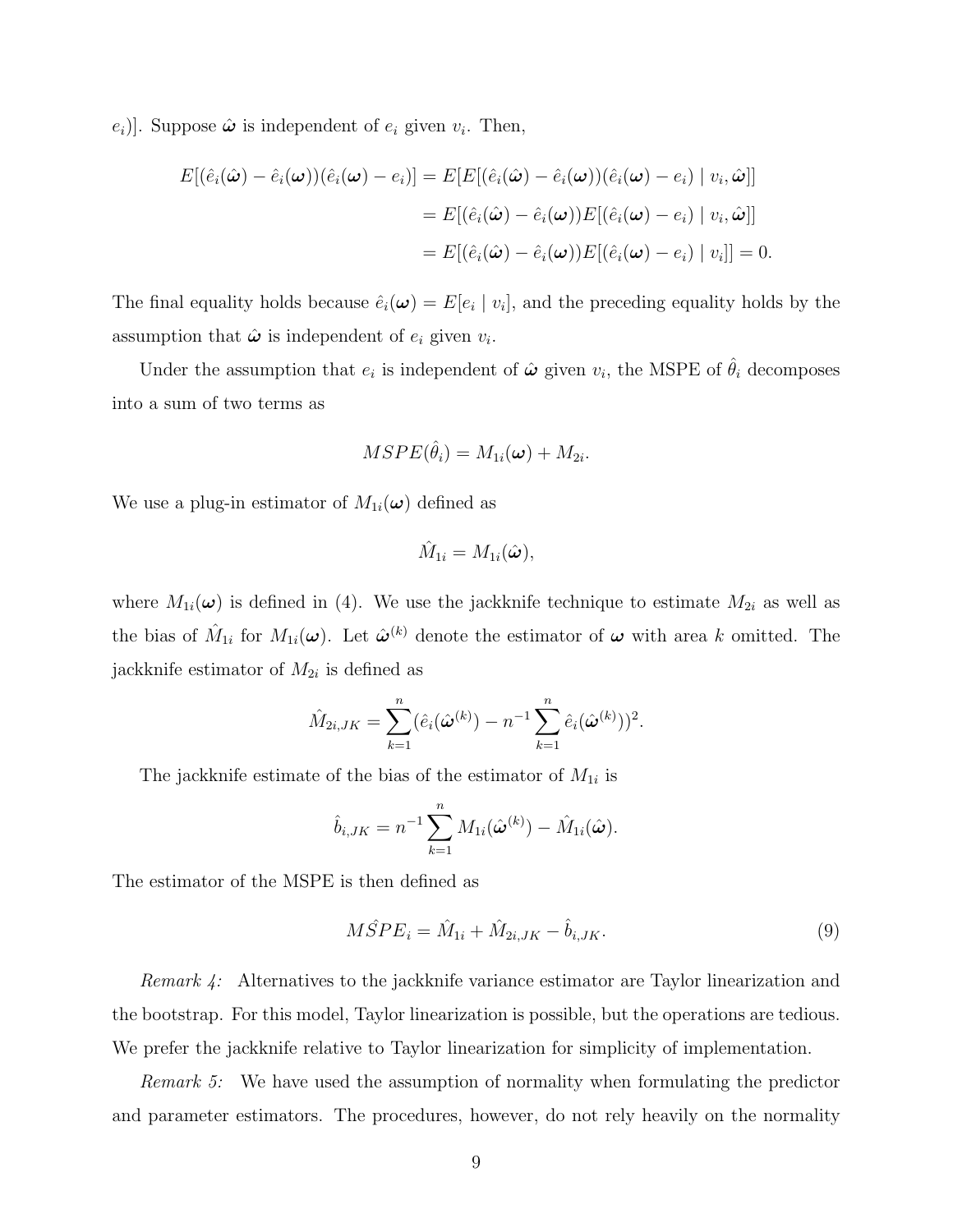$e_i)]$. Suppose $\hat{\boldsymbol{\omega}}$ is independent of $e_i$ given $v_i$. Then,

$$
\begin{aligned}
E[(\hat{e}_i(\hat{\boldsymbol{\omega}}) - \hat{e}_i(\boldsymbol{\omega}))(\hat{e}_i(\boldsymbol{\omega}) - e_i)] &= E[E[(\hat{e}_i(\hat{\boldsymbol{\omega}}) - \hat{e}_i(\boldsymbol{\omega}))(\hat{e}_i(\boldsymbol{\omega}) - e_i) \mid v_i, \hat{\boldsymbol{\omega}}]] \\
&= E[(\hat{e}_i(\hat{\boldsymbol{\omega}}) - \hat{e}_i(\boldsymbol{\omega}))E[(\hat{e}_i(\boldsymbol{\omega}) - e_i) \mid v_i, \hat{\boldsymbol{\omega}}]] \\
&= E[(\hat{e}_i(\hat{\boldsymbol{\omega}}) - \hat{e}_i(\boldsymbol{\omega}))E[(\hat{e}_i(\boldsymbol{\omega}) - e_i) \mid v_i]] = 0.
\end{aligned}
$$

The final equality holds because $\hat{e}_i(\boldsymbol{\omega}) = E[e_i \mid v_i]$, and the preceding equality holds by the assumption that $\hat{\boldsymbol{\omega}}$ is independent of $e_i$ given $v_i$.

Under the assumption that $e_i$ is independent of $\hat{\boldsymbol{\omega}}$ given $v_i$, the MSPE of $\hat{\theta}_i$ decomposes into a sum of two terms as

$$
MSPE(\hat{\theta}_i) = M_{1i}(\boldsymbol{\omega}) + M_{2i}.
$$

We use a plug-in estimator of $M_{1i}(\boldsymbol{\omega})$ defined as

$$
\hat{M}_{1i} = M_{1i}(\hat{\boldsymbol{\omega}}),
$$

where $M_{1i}(\boldsymbol{\omega})$ is defined in (4). We use the jackknife technique to estimate $M_{2i}$ as well as the bias of $\hat{M}_{1i}$ for $M_{1i}(\boldsymbol{\omega})$. Let $\hat{\boldsymbol{\omega}}^{(k)}$ denote the estimator of $\boldsymbol{\omega}$ with area $k$ omitted. The jackknife estimator of $M_{2i}$ is defined as

$$
\hat{M}_{2i,JK} = \sum_{k=1}^{n} (\hat{e}_i(\hat{\boldsymbol{\omega}}^{(k)}) - n^{-1} \sum_{k=1}^{n} \hat{e}_i(\hat{\boldsymbol{\omega}}^{(k)}))^2.
$$

The jackknife estimate of the bias of the estimator of $M_{1i}$ is

$$
\hat{b}_{i,JK} = n^{-1} \sum_{k=1}^{n} M_{1i}(\hat{\boldsymbol{\omega}}^{(k)}) - \hat{M}_{1i}(\hat{\boldsymbol{\omega}}).
$$

The estimator of the MSPE is then defined as

$$
M\hat{S}PE_i = \hat{M}_{1i} + \hat{M}_{2i,JK} - \hat{b}_{i,JK}. \tag{9}
$$

*Remark 4:* Alternatives to the jackknife variance estimator are Taylor linearization and the bootstrap. For this model, Taylor linearization is possible, but the operations are tedious. We prefer the jackknife relative to Taylor linearization for simplicity of implementation.

*Remark 5:* We have used the assumption of normality when formulating the predictor and parameter estimators. The procedures, however, do not rely heavily on the normality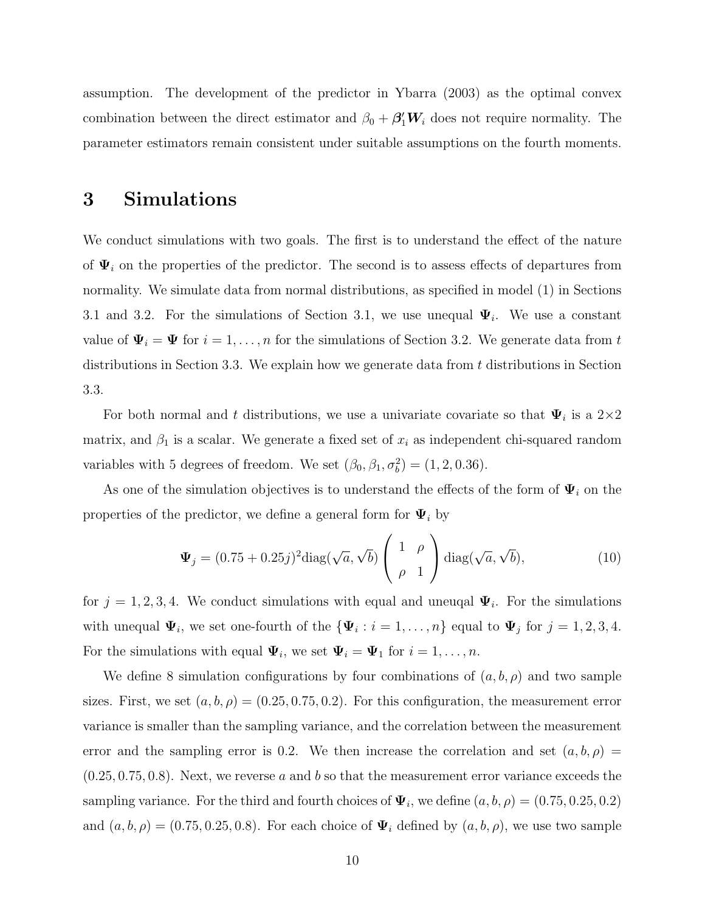assumption. The development of the predictor in Ybarra (2003) as the optimal convex combination between the direct estimator and $\beta_0 + \boldsymbol{\beta}_1' \boldsymbol{W}_i$ does not require normality. The parameter estimators remain consistent under suitable assumptions on the fourth moments.

# 3 Simulations

We conduct simulations with two goals. The first is to understand the effect of the nature of $\boldsymbol{\Psi}_i$ on the properties of the predictor. The second is to assess effects of departures from normality. We simulate data from normal distributions, as specified in model (1) in Sections 3.1 and 3.2. For the simulations of Section 3.1, we use unequal $\boldsymbol{\Psi}_i$. We use a constant value of $\boldsymbol{\Psi}_i = \boldsymbol{\Psi}$ for $i = 1, \ldots, n$ for the simulations of Section 3.2. We generate data from $t$ distributions in Section 3.3. We explain how we generate data from $t$ distributions in Section 3.3.

For both normal and $t$ distributions, we use a univariate covariate so that $\boldsymbol{\Psi}_i$ is a $2 \times 2$ matrix, and $\beta_1$ is a scalar. We generate a fixed set of $x_i$ as independent chi-squared random variables with 5 degrees of freedom. We set $(\beta_0, \beta_1, \sigma_b^2) = (1, 2, 0.36)$.

As one of the simulation objectives is to understand the effects of the form of $\boldsymbol{\Psi}_i$ on the properties of the predictor, we define a general form for $\boldsymbol{\Psi}_i$ by

$$\boldsymbol{\Psi}_j = (0.75 + 0.25j)^2 \text{diag}(\sqrt{a}, \sqrt{b}) \begin{pmatrix} 1 & \rho \\ \rho & 1 \end{pmatrix} \text{diag}(\sqrt{a}, \sqrt{b}), \tag{10}$$

for $j = 1, 2, 3, 4$. We conduct simulations with equal and uneuqal $\boldsymbol{\Psi}_i$. For the simulations with unequal $\boldsymbol{\Psi}_i$, we set one-fourth of the $\{\boldsymbol{\Psi}_i : i = 1, \ldots, n\}$ equal to $\boldsymbol{\Psi}_j$ for $j = 1, 2, 3, 4$. For the simulations with equal $\boldsymbol{\Psi}_i$, we set $\boldsymbol{\Psi}_i = \boldsymbol{\Psi}_1$ for $i = 1, \ldots, n$.

We define 8 simulation configurations by four combinations of $(a, b, \rho)$ and two sample sizes. First, we set $(a, b, \rho) = (0.25, 0.75, 0.2)$. For this configuration, the measurement error variance is smaller than the sampling variance, and the correlation between the measurement error and the sampling error is 0.2. We then increase the correlation and set $(a, b, \rho) = (0.25, 0.75, 0.8)$. Next, we reverse $a$ and $b$ so that the measurement error variance exceeds the sampling variance. For the third and fourth choices of $\boldsymbol{\Psi}_i$, we define $(a, b, \rho) = (0.75, 0.25, 0.2)$ and $(a, b, \rho) = (0.75, 0.25, 0.8)$. For each choice of $\boldsymbol{\Psi}_i$ defined by $(a, b, \rho)$, we use two sample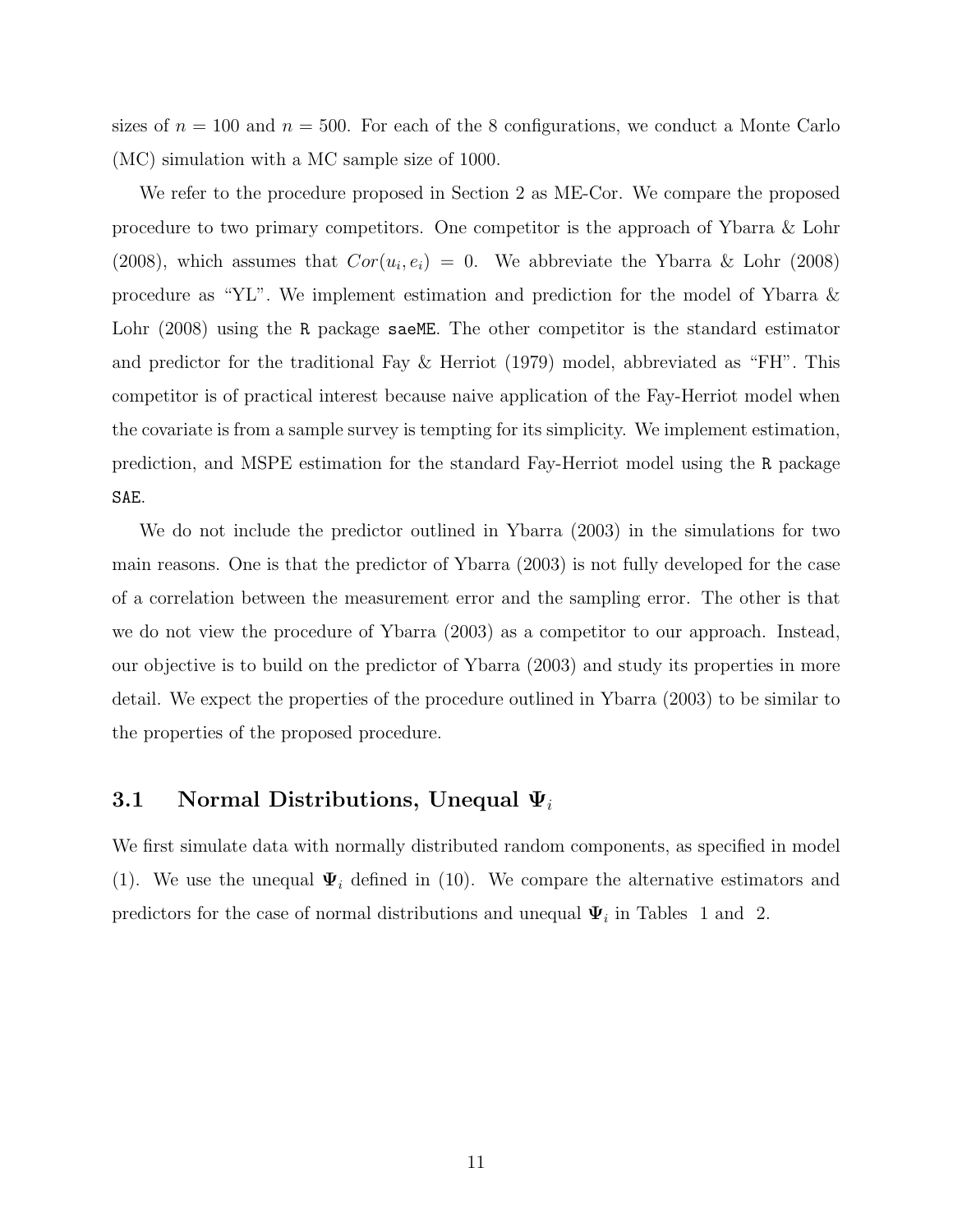sizes of $n = 100$ and $n = 500$. For each of the 8 configurations, we conduct a Monte Carlo (MC) simulation with a MC sample size of 1000.

We refer to the procedure proposed in Section 2 as ME-Cor. We compare the proposed procedure to two primary competitors. One competitor is the approach of Ybarra & Lohr (2008), which assumes that $Cor(u_i, e_i) = 0$. We abbreviate the Ybarra & Lohr (2008) procedure as "YL". We implement estimation and prediction for the model of Ybarra & Lohr (2008) using the `R` package `saeME`. The other competitor is the standard estimator and predictor for the traditional Fay & Herriot (1979) model, abbreviated as "FH". This competitor is of practical interest because naive application of the Fay-Herriot model when the covariate is from a sample survey is tempting for its simplicity. We implement estimation, prediction, and MSPE estimation for the standard Fay-Herriot model using the `R` package `SAE`.

We do not include the predictor outlined in Ybarra (2003) in the simulations for two main reasons. One is that the predictor of Ybarra (2003) is not fully developed for the case of a correlation between the measurement error and the sampling error. The other is that we do not view the procedure of Ybarra (2003) as a competitor to our approach. Instead, our objective is to build on the predictor of Ybarra (2003) and study its properties in more detail. We expect the properties of the procedure outlined in Ybarra (2003) to be similar to the properties of the proposed procedure.

### 3.1 Normal Distributions, Unequal $\mathbf{\Psi}_i$

We first simulate data with normally distributed random components, as specified in model (1). We use the unequal $\mathbf{\Psi}_i$ defined in (10). We compare the alternative estimators and predictors for the case of normal distributions and unequal $\mathbf{\Psi}_i$ in Tables 1 and 2.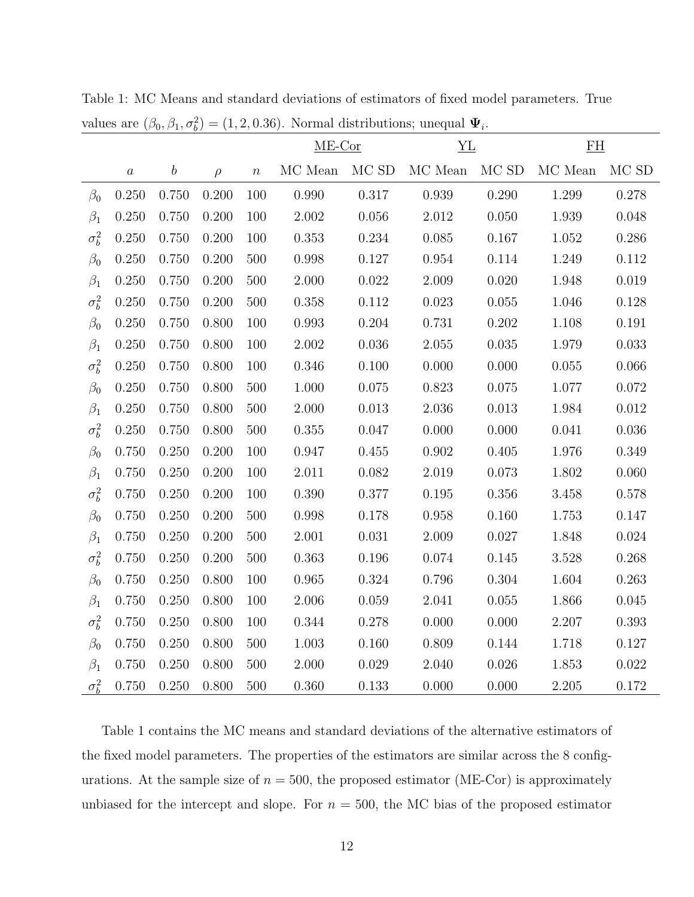Table 1: MC Means and standard deviations of estimators of fixed model parameters. True values are $(\beta_0, \beta_1, \sigma_b^2) = (1, 2, 0.36)$. Normal distributions; unequal $\mathbf{\Psi}_i$.

| | | | | | ME-Cor | | YL | | FH | |
|---|---|---|---|---|---|---|---|---|---|---|
| | $a$ | $b$ | $\rho$ | $n$ | MC Mean | MC SD | MC Mean | MC SD | MC Mean | MC SD |
| $\beta_0$ | 0.250 | 0.750 | 0.200 | 100 | 0.990 | 0.317 | 0.939 | 0.290 | 1.299 | 0.278 |
| $\beta_1$ | 0.250 | 0.750 | 0.200 | 100 | 2.002 | 0.056 | 2.012 | 0.050 | 1.939 | 0.048 |
| $\sigma_b^2$ | 0.250 | 0.750 | 0.200 | 100 | 0.353 | 0.234 | 0.085 | 0.167 | 1.052 | 0.286 |
| $\beta_0$ | 0.250 | 0.750 | 0.200 | 500 | 0.998 | 0.127 | 0.954 | 0.114 | 1.249 | 0.112 |
| $\beta_1$ | 0.250 | 0.750 | 0.200 | 500 | 2.000 | 0.022 | 2.009 | 0.020 | 1.948 | 0.019 |
| $\sigma_b^2$ | 0.250 | 0.750 | 0.200 | 500 | 0.358 | 0.112 | 0.023 | 0.055 | 1.046 | 0.128 |
| $\beta_0$ | 0.250 | 0.750 | 0.800 | 100 | 0.993 | 0.204 | 0.731 | 0.202 | 1.108 | 0.191 |
| $\beta_1$ | 0.250 | 0.750 | 0.800 | 100 | 2.002 | 0.036 | 2.055 | 0.035 | 1.979 | 0.033 |
| $\sigma_b^2$ | 0.250 | 0.750 | 0.800 | 100 | 0.346 | 0.100 | 0.000 | 0.000 | 0.055 | 0.066 |
| $\beta_0$ | 0.250 | 0.750 | 0.800 | 500 | 1.000 | 0.075 | 0.823 | 0.075 | 1.077 | 0.072 |
| $\beta_1$ | 0.250 | 0.750 | 0.800 | 500 | 2.000 | 0.013 | 2.036 | 0.013 | 1.984 | 0.012 |
| $\sigma_b^2$ | 0.250 | 0.750 | 0.800 | 500 | 0.355 | 0.047 | 0.000 | 0.000 | 0.041 | 0.036 |
| $\beta_0$ | 0.750 | 0.250 | 0.200 | 100 | 0.947 | 0.455 | 0.902 | 0.405 | 1.976 | 0.349 |
| $\beta_1$ | 0.750 | 0.250 | 0.200 | 100 | 2.011 | 0.082 | 2.019 | 0.073 | 1.802 | 0.060 |
| $\sigma_b^2$ | 0.750 | 0.250 | 0.200 | 100 | 0.390 | 0.377 | 0.195 | 0.356 | 3.458 | 0.578 |
| $\beta_0$ | 0.750 | 0.250 | 0.200 | 500 | 0.998 | 0.178 | 0.958 | 0.160 | 1.753 | 0.147 |
| $\beta_1$ | 0.750 | 0.250 | 0.200 | 500 | 2.001 | 0.031 | 2.009 | 0.027 | 1.848 | 0.024 |
| $\sigma_b^2$ | 0.750 | 0.250 | 0.200 | 500 | 0.363 | 0.196 | 0.074 | 0.145 | 3.528 | 0.268 |
| $\beta_0$ | 0.750 | 0.250 | 0.800 | 100 | 0.965 | 0.324 | 0.796 | 0.304 | 1.604 | 0.263 |
| $\beta_1$ | 0.750 | 0.250 | 0.800 | 100 | 2.006 | 0.059 | 2.041 | 0.055 | 1.866 | 0.045 |
| $\sigma_b^2$ | 0.750 | 0.250 | 0.800 | 100 | 0.344 | 0.278 | 0.000 | 0.000 | 2.207 | 0.393 |
| $\beta_0$ | 0.750 | 0.250 | 0.800 | 500 | 1.003 | 0.160 | 0.809 | 0.144 | 1.718 | 0.127 |
| $\beta_1$ | 0.750 | 0.250 | 0.800 | 500 | 2.000 | 0.029 | 2.040 | 0.026 | 1.853 | 0.022 |
| $\sigma_b^2$ | 0.750 | 0.250 | 0.800 | 500 | 0.360 | 0.133 | 0.000 | 0.000 | 2.205 | 0.172 |

Table 1 contains the MC means and standard deviations of the alternative estimators of the fixed model parameters. The properties of the estimators are similar across the 8 configurations. At the sample size of $n = 500$, the proposed estimator (ME-Cor) is approximately unbiased for the intercept and slope. For $n = 500$, the MC bias of the proposed estimator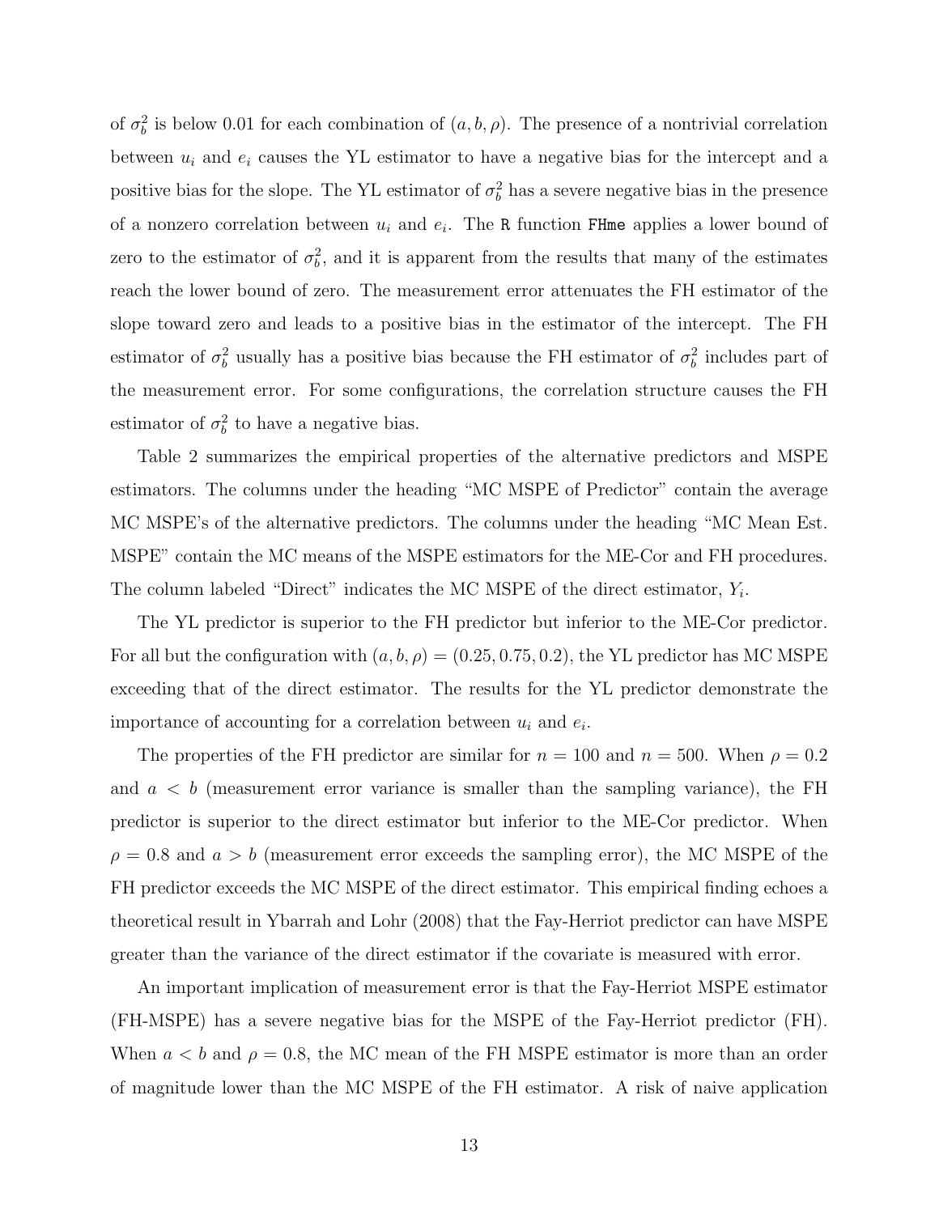of $\sigma_b^2$ is below 0.01 for each combination of $(a, b, \rho)$. The presence of a nontrivial correlation between $u_i$ and $e_i$ causes the YL estimator to have a negative bias for the intercept and a positive bias for the slope. The YL estimator of $\sigma_b^2$ has a severe negative bias in the presence of a nonzero correlation between $u_i$ and $e_i$. The R function `FHme` applies a lower bound of zero to the estimator of $\sigma_b^2$, and it is apparent from the results that many of the estimates reach the lower bound of zero. The measurement error attenuates the FH estimator of the slope toward zero and leads to a positive bias in the estimator of the intercept. The FH estimator of $\sigma_b^2$ usually has a positive bias because the FH estimator of $\sigma_b^2$ includes part of the measurement error. For some configurations, the correlation structure causes the FH estimator of $\sigma_b^2$ to have a negative bias.

Table 2 summarizes the empirical properties of the alternative predictors and MSPE estimators. The columns under the heading "MC MSPE of Predictor" contain the average MC MSPE's of the alternative predictors. The columns under the heading "MC Mean Est. MSPE" contain the MC means of the MSPE estimators for the ME-Cor and FH procedures. The column labeled "Direct" indicates the MC MSPE of the direct estimator, $Y_i$.

The YL predictor is superior to the FH predictor but inferior to the ME-Cor predictor. For all but the configuration with $(a, b, \rho) = (0.25, 0.75, 0.2)$, the YL predictor has MC MSPE exceeding that of the direct estimator. The results for the YL predictor demonstrate the importance of accounting for a correlation between $u_i$ and $e_i$.

The properties of the FH predictor are similar for $n = 100$ and $n = 500$. When $\rho = 0.2$ and $a < b$ (measurement error variance is smaller than the sampling variance), the FH predictor is superior to the direct estimator but inferior to the ME-Cor predictor. When $\rho = 0.8$ and $a > b$ (measurement error exceeds the sampling error), the MC MSPE of the FH predictor exceeds the MC MSPE of the direct estimator. This empirical finding echoes a theoretical result in Ybarrah and Lohr (2008) that the Fay-Herriot predictor can have MSPE greater than the variance of the direct estimator if the covariate is measured with error.

An important implication of measurement error is that the Fay-Herriot MSPE estimator (FH-MSPE) has a severe negative bias for the MSPE of the Fay-Herriot predictor (FH). When $a < b$ and $\rho = 0.8$, the MC mean of the FH MSPE estimator is more than an order of magnitude lower than the MC MSPE of the FH estimator. A risk of naive application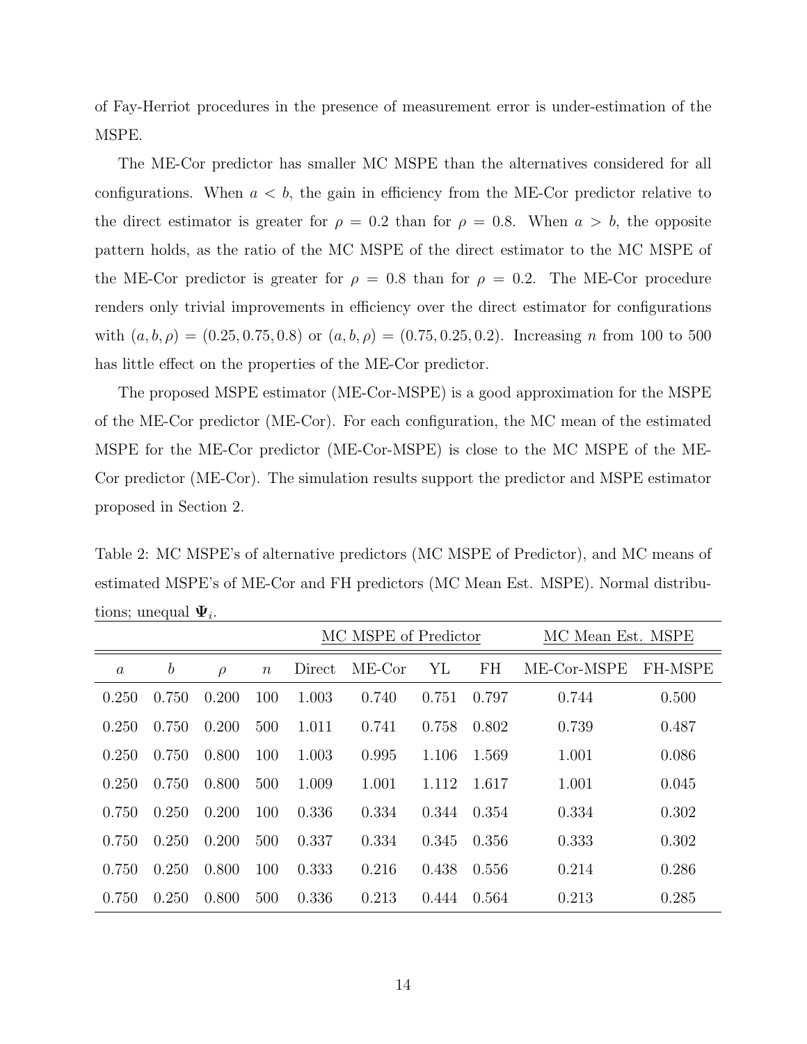of Fay-Herriot procedures in the presence of measurement error is under-estimation of the MSPE.

The ME-Cor predictor has smaller MC MSPE than the alternatives considered for all configurations. When $a < b$, the gain in efficiency from the ME-Cor predictor relative to the direct estimator is greater for $\rho = 0.2$ than for $\rho = 0.8$. When $a > b$, the opposite pattern holds, as the ratio of the MC MSPE of the direct estimator to the MC MSPE of the ME-Cor predictor is greater for $\rho = 0.8$ than for $\rho = 0.2$. The ME-Cor procedure renders only trivial improvements in efficiency over the direct estimator for configurations with $(a, b, \rho) = (0.25, 0.75, 0.8)$ or $(a, b, \rho) = (0.75, 0.25, 0.2)$. Increasing $n$ from 100 to 500 has little effect on the properties of the ME-Cor predictor.

The proposed MSPE estimator (ME-Cor-MSPE) is a good approximation for the MSPE of the ME-Cor predictor (ME-Cor). For each configuration, the MC mean of the estimated MSPE for the ME-Cor predictor (ME-Cor-MSPE) is close to the MC MSPE of the ME-Cor predictor (ME-Cor). The simulation results support the predictor and MSPE estimator proposed in Section 2.

Table 2: MC MSPE's of alternative predictors (MC MSPE of Predictor), and MC means of estimated MSPE's of ME-Cor and FH predictors (MC Mean Est. MSPE). Normal distributions; unequal $\mathbf{\Psi}_i$.

| | | | | MC MSPE of Predictor | | | | MC Mean Est. MSPE | |
|---|---|---|---|---|---|---|---|---|---|
| $a$ | $b$ | $\rho$ | $n$ | Direct | ME-Cor | YL | FH | ME-Cor-MSPE | FH-MSPE |
| 0.250 | 0.750 | 0.200 | 100 | 1.003 | 0.740 | 0.751 | 0.797 | 0.744 | 0.500 |
| 0.250 | 0.750 | 0.200 | 500 | 1.011 | 0.741 | 0.758 | 0.802 | 0.739 | 0.487 |
| 0.250 | 0.750 | 0.800 | 100 | 1.003 | 0.995 | 1.106 | 1.569 | 1.001 | 0.086 |
| 0.250 | 0.750 | 0.800 | 500 | 1.009 | 1.001 | 1.112 | 1.617 | 1.001 | 0.045 |
| 0.750 | 0.250 | 0.200 | 100 | 0.336 | 0.334 | 0.344 | 0.354 | 0.334 | 0.302 |
| 0.750 | 0.250 | 0.200 | 500 | 0.337 | 0.334 | 0.345 | 0.356 | 0.333 | 0.302 |
| 0.750 | 0.250 | 0.800 | 100 | 0.333 | 0.216 | 0.438 | 0.556 | 0.214 | 0.286 |
| 0.750 | 0.250 | 0.800 | 500 | 0.336 | 0.213 | 0.444 | 0.564 | 0.213 | 0.285 |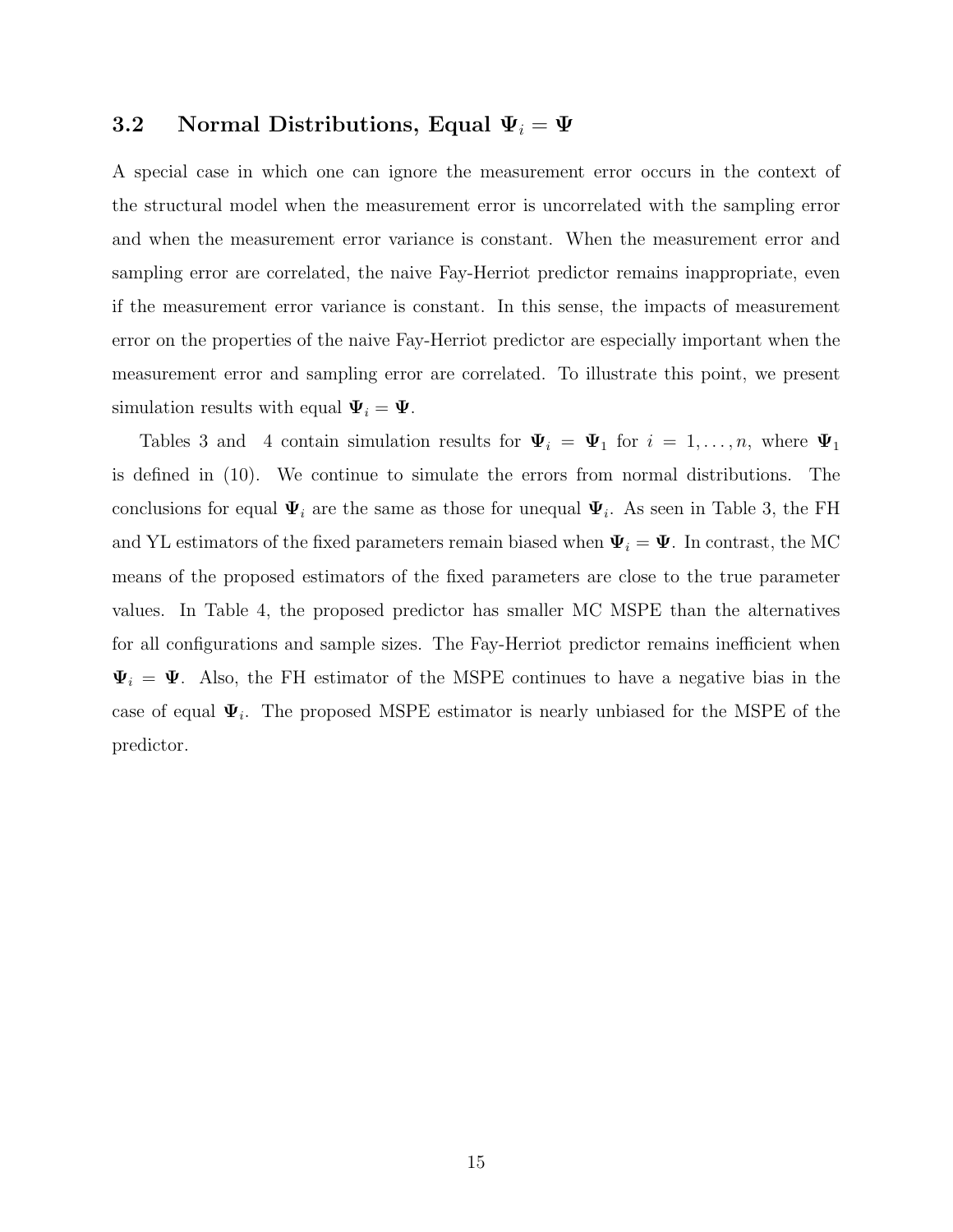### 3.2 Normal Distributions, Equal $\mathbf{\Psi}_i = \mathbf{\Psi}$

A special case in which one can ignore the measurement error occurs in the context of the structural model when the measurement error is uncorrelated with the sampling error and when the measurement error variance is constant. When the measurement error and sampling error are correlated, the naive Fay-Herriot predictor remains inappropriate, even if the measurement error variance is constant. In this sense, the impacts of measurement error on the properties of the naive Fay-Herriot predictor are especially important when the measurement error and sampling error are correlated. To illustrate this point, we present simulation results with equal $\mathbf{\Psi}_i = \mathbf{\Psi}$.

Tables 3 and 4 contain simulation results for $\mathbf{\Psi}_i = \mathbf{\Psi}_1$ for $i = 1, \ldots, n$, where $\mathbf{\Psi}_1$ is defined in (10). We continue to simulate the errors from normal distributions. The conclusions for equal $\mathbf{\Psi}_i$ are the same as those for unequal $\mathbf{\Psi}_i$. As seen in Table 3, the FH and YL estimators of the fixed parameters remain biased when $\mathbf{\Psi}_i = \mathbf{\Psi}$. In contrast, the MC means of the proposed estimators of the fixed parameters are close to the true parameter values. In Table 4, the proposed predictor has smaller MC MSPE than the alternatives for all configurations and sample sizes. The Fay-Herriot predictor remains inefficient when $\mathbf{\Psi}_i = \mathbf{\Psi}$. Also, the FH estimator of the MSPE continues to have a negative bias in the case of equal $\mathbf{\Psi}_i$. The proposed MSPE estimator is nearly unbiased for the MSPE of the predictor.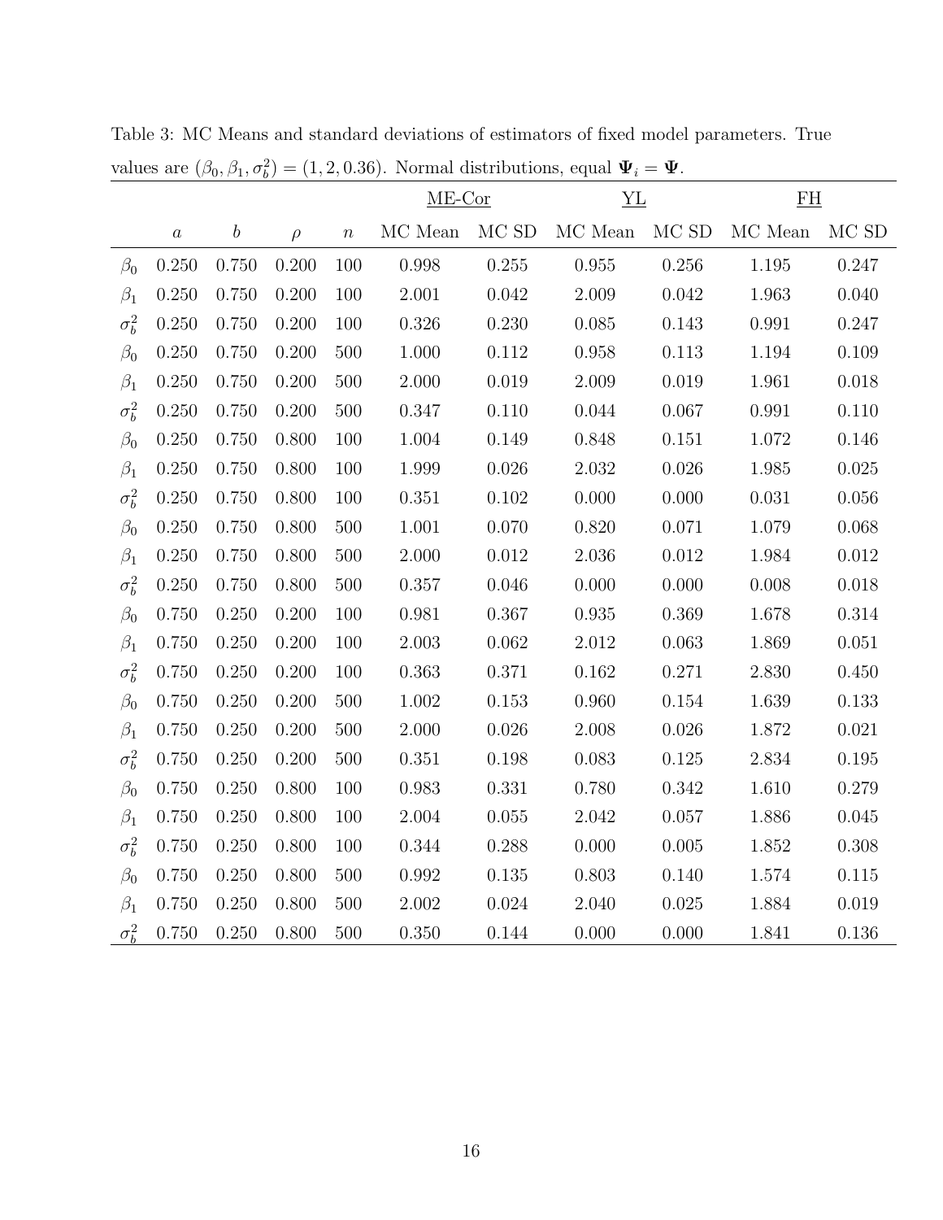Table 3: MC Means and standard deviations of estimators of fixed model parameters. True values are $(\beta_0, \beta_1, \sigma_b^2) = (1, 2, 0.36)$. Normal distributions, equal $\mathbf{\Psi}_i = \mathbf{\Psi}$.

| | | | | | ME-Cor | | YL | | FH | |
|---|---|---|---|---|---|---|---|---|---|---|
| | $a$ | $b$ | $\rho$ | $n$ | MC Mean | MC SD | MC Mean | MC SD | MC Mean | MC SD |
| $\beta_0$ | 0.250 | 0.750 | 0.200 | 100 | 0.998 | 0.255 | 0.955 | 0.256 | 1.195 | 0.247 |
| $\beta_1$ | 0.250 | 0.750 | 0.200 | 100 | 2.001 | 0.042 | 2.009 | 0.042 | 1.963 | 0.040 |
| $\sigma_b^2$ | 0.250 | 0.750 | 0.200 | 100 | 0.326 | 0.230 | 0.085 | 0.143 | 0.991 | 0.247 |
| $\beta_0$ | 0.250 | 0.750 | 0.200 | 500 | 1.000 | 0.112 | 0.958 | 0.113 | 1.194 | 0.109 |
| $\beta_1$ | 0.250 | 0.750 | 0.200 | 500 | 2.000 | 0.019 | 2.009 | 0.019 | 1.961 | 0.018 |
| $\sigma_b^2$ | 0.250 | 0.750 | 0.200 | 500 | 0.347 | 0.110 | 0.044 | 0.067 | 0.991 | 0.110 |
| $\beta_0$ | 0.250 | 0.750 | 0.800 | 100 | 1.004 | 0.149 | 0.848 | 0.151 | 1.072 | 0.146 |
| $\beta_1$ | 0.250 | 0.750 | 0.800 | 100 | 1.999 | 0.026 | 2.032 | 0.026 | 1.985 | 0.025 |
| $\sigma_b^2$ | 0.250 | 0.750 | 0.800 | 100 | 0.351 | 0.102 | 0.000 | 0.000 | 0.031 | 0.056 |
| $\beta_0$ | 0.250 | 0.750 | 0.800 | 500 | 1.001 | 0.070 | 0.820 | 0.071 | 1.079 | 0.068 |
| $\beta_1$ | 0.250 | 0.750 | 0.800 | 500 | 2.000 | 0.012 | 2.036 | 0.012 | 1.984 | 0.012 |
| $\sigma_b^2$ | 0.250 | 0.750 | 0.800 | 500 | 0.357 | 0.046 | 0.000 | 0.000 | 0.008 | 0.018 |
| $\beta_0$ | 0.750 | 0.250 | 0.200 | 100 | 0.981 | 0.367 | 0.935 | 0.369 | 1.678 | 0.314 |
| $\beta_1$ | 0.750 | 0.250 | 0.200 | 100 | 2.003 | 0.062 | 2.012 | 0.063 | 1.869 | 0.051 |
| $\sigma_b^2$ | 0.750 | 0.250 | 0.200 | 100 | 0.363 | 0.371 | 0.162 | 0.271 | 2.830 | 0.450 |
| $\beta_0$ | 0.750 | 0.250 | 0.200 | 500 | 1.002 | 0.153 | 0.960 | 0.154 | 1.639 | 0.133 |
| $\beta_1$ | 0.750 | 0.250 | 0.200 | 500 | 2.000 | 0.026 | 2.008 | 0.026 | 1.872 | 0.021 |
| $\sigma_b^2$ | 0.750 | 0.250 | 0.200 | 500 | 0.351 | 0.198 | 0.083 | 0.125 | 2.834 | 0.195 |
| $\beta_0$ | 0.750 | 0.250 | 0.800 | 100 | 0.983 | 0.331 | 0.780 | 0.342 | 1.610 | 0.279 |
| $\beta_1$ | 0.750 | 0.250 | 0.800 | 100 | 2.004 | 0.055 | 2.042 | 0.057 | 1.886 | 0.045 |
| $\sigma_b^2$ | 0.750 | 0.250 | 0.800 | 100 | 0.344 | 0.288 | 0.000 | 0.005 | 1.852 | 0.308 |
| $\beta_0$ | 0.750 | 0.250 | 0.800 | 500 | 0.992 | 0.135 | 0.803 | 0.140 | 1.574 | 0.115 |
| $\beta_1$ | 0.750 | 0.250 | 0.800 | 500 | 2.002 | 0.024 | 2.040 | 0.025 | 1.884 | 0.019 |
| $\sigma_b^2$ | 0.750 | 0.250 | 0.800 | 500 | 0.350 | 0.144 | 0.000 | 0.000 | 1.841 | 0.136 |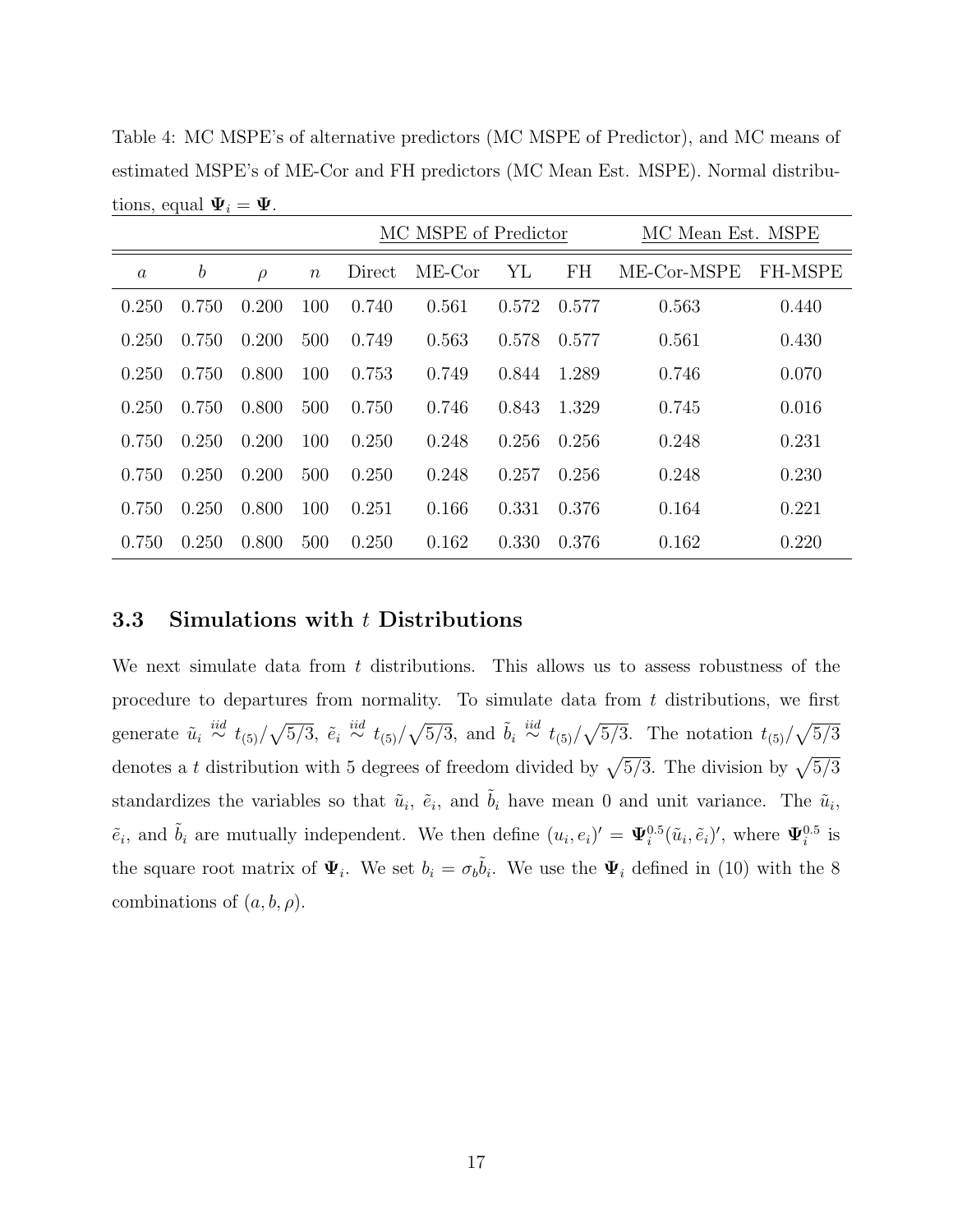Table 4: MC MSPE's of alternative predictors (MC MSPE of Predictor), and MC means of estimated MSPE's of ME-Cor and FH predictors (MC Mean Est. MSPE). Normal distributions, equal $\mathbf{\Psi}_i = \mathbf{\Psi}$.

| | | | | MC MSPE of Predictor | | | | MC Mean Est. MSPE | |
|---|---|---|---|---|---|---|---|---|---|
| $a$ | $b$ | $\rho$ | $n$ | Direct | ME-Cor | YL | FH | ME-Cor-MSPE | FH-MSPE |
| 0.250 | 0.750 | 0.200 | 100 | 0.740 | 0.561 | 0.572 | 0.577 | 0.563 | 0.440 |
| 0.250 | 0.750 | 0.200 | 500 | 0.749 | 0.563 | 0.578 | 0.577 | 0.561 | 0.430 |
| 0.250 | 0.750 | 0.800 | 100 | 0.753 | 0.749 | 0.844 | 1.289 | 0.746 | 0.070 |
| 0.250 | 0.750 | 0.800 | 500 | 0.750 | 0.746 | 0.843 | 1.329 | 0.745 | 0.016 |
| 0.750 | 0.250 | 0.200 | 100 | 0.250 | 0.248 | 0.256 | 0.256 | 0.248 | 0.231 |
| 0.750 | 0.250 | 0.200 | 500 | 0.250 | 0.248 | 0.257 | 0.256 | 0.248 | 0.230 |
| 0.750 | 0.250 | 0.800 | 100 | 0.251 | 0.166 | 0.331 | 0.376 | 0.164 | 0.221 |
| 0.750 | 0.250 | 0.800 | 500 | 0.250 | 0.162 | 0.330 | 0.376 | 0.162 | 0.220 |

### 3.3 Simulations with $t$ Distributions

We next simulate data from $t$ distributions. This allows us to assess robustness of the procedure to departures from normality. To simulate data from $t$ distributions, we first generate $\tilde{u}_i \overset{iid}{\sim} t_{(5)}/\sqrt{5/3}$, $\tilde{e}_i \overset{iid}{\sim} t_{(5)}/\sqrt{5/3}$, and $\tilde{b}_i \overset{iid}{\sim} t_{(5)}/\sqrt{5/3}$. The notation $t_{(5)}/\sqrt{5/3}$ denotes a $t$ distribution with 5 degrees of freedom divided by $\sqrt{5/3}$. The division by $\sqrt{5/3}$ standardizes the variables so that $\tilde{u}_i$, $\tilde{e}_i$, and $\tilde{b}_i$ have mean 0 and unit variance. The $\tilde{u}_i$, $\tilde{e}_i$, and $\tilde{b}_i$ are mutually independent. We then define $(u_i, e_i)' = \mathbf{\Psi}_i^{0.5}(\tilde{u}_i, \tilde{e}_i)'$, where $\mathbf{\Psi}_i^{0.5}$ is the square root matrix of $\mathbf{\Psi}_i$. We set $b_i = \sigma_b \tilde{b}_i$. We use the $\mathbf{\Psi}_i$ defined in (10) with the 8 combinations of $(a, b, \rho)$.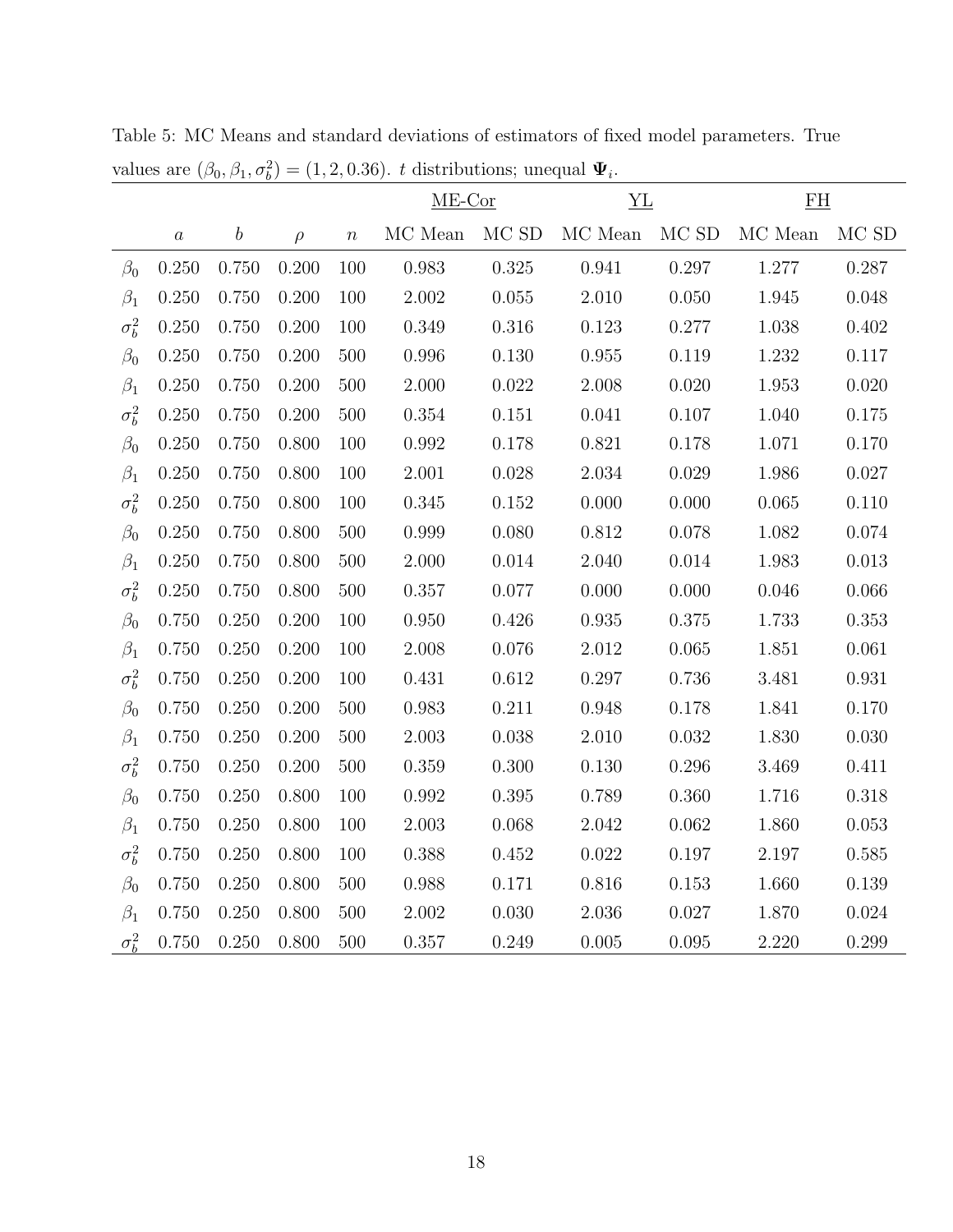Table 5: MC Means and standard deviations of estimators of fixed model parameters. True values are $(\beta_0, \beta_1, \sigma_b^2) = (1, 2, 0.36)$. $t$ distributions; unequal $\mathbf{\Psi}_i$.

| | | | | | ME-Cor | | YL | | FH | |
|---|---|---|---|---|---|---|---|---|---|---|
| | $a$ | $b$ | $\rho$ | $n$ | MC Mean | MC SD | MC Mean | MC SD | MC Mean | MC SD |
| $\beta_0$ | 0.250 | 0.750 | 0.200 | 100 | 0.983 | 0.325 | 0.941 | 0.297 | 1.277 | 0.287 |
| $\beta_1$ | 0.250 | 0.750 | 0.200 | 100 | 2.002 | 0.055 | 2.010 | 0.050 | 1.945 | 0.048 |
| $\sigma_b^2$ | 0.250 | 0.750 | 0.200 | 100 | 0.349 | 0.316 | 0.123 | 0.277 | 1.038 | 0.402 |
| $\beta_0$ | 0.250 | 0.750 | 0.200 | 500 | 0.996 | 0.130 | 0.955 | 0.119 | 1.232 | 0.117 |
| $\beta_1$ | 0.250 | 0.750 | 0.200 | 500 | 2.000 | 0.022 | 2.008 | 0.020 | 1.953 | 0.020 |
| $\sigma_b^2$ | 0.250 | 0.750 | 0.200 | 500 | 0.354 | 0.151 | 0.041 | 0.107 | 1.040 | 0.175 |
| $\beta_0$ | 0.250 | 0.750 | 0.800 | 100 | 0.992 | 0.178 | 0.821 | 0.178 | 1.071 | 0.170 |
| $\beta_1$ | 0.250 | 0.750 | 0.800 | 100 | 2.001 | 0.028 | 2.034 | 0.029 | 1.986 | 0.027 |
| $\sigma_b^2$ | 0.250 | 0.750 | 0.800 | 100 | 0.345 | 0.152 | 0.000 | 0.000 | 0.065 | 0.110 |
| $\beta_0$ | 0.250 | 0.750 | 0.800 | 500 | 0.999 | 0.080 | 0.812 | 0.078 | 1.082 | 0.074 |
| $\beta_1$ | 0.250 | 0.750 | 0.800 | 500 | 2.000 | 0.014 | 2.040 | 0.014 | 1.983 | 0.013 |
| $\sigma_b^2$ | 0.250 | 0.750 | 0.800 | 500 | 0.357 | 0.077 | 0.000 | 0.000 | 0.046 | 0.066 |
| $\beta_0$ | 0.750 | 0.250 | 0.200 | 100 | 0.950 | 0.426 | 0.935 | 0.375 | 1.733 | 0.353 |
| $\beta_1$ | 0.750 | 0.250 | 0.200 | 100 | 2.008 | 0.076 | 2.012 | 0.065 | 1.851 | 0.061 |
| $\sigma_b^2$ | 0.750 | 0.250 | 0.200 | 100 | 0.431 | 0.612 | 0.297 | 0.736 | 3.481 | 0.931 |
| $\beta_0$ | 0.750 | 0.250 | 0.200 | 500 | 0.983 | 0.211 | 0.948 | 0.178 | 1.841 | 0.170 |
| $\beta_1$ | 0.750 | 0.250 | 0.200 | 500 | 2.003 | 0.038 | 2.010 | 0.032 | 1.830 | 0.030 |
| $\sigma_b^2$ | 0.750 | 0.250 | 0.200 | 500 | 0.359 | 0.300 | 0.130 | 0.296 | 3.469 | 0.411 |
| $\beta_0$ | 0.750 | 0.250 | 0.800 | 100 | 0.992 | 0.395 | 0.789 | 0.360 | 1.716 | 0.318 |
| $\beta_1$ | 0.750 | 0.250 | 0.800 | 100 | 2.003 | 0.068 | 2.042 | 0.062 | 1.860 | 0.053 |
| $\sigma_b^2$ | 0.750 | 0.250 | 0.800 | 100 | 0.388 | 0.452 | 0.022 | 0.197 | 2.197 | 0.585 |
| $\beta_0$ | 0.750 | 0.250 | 0.800 | 500 | 0.988 | 0.171 | 0.816 | 0.153 | 1.660 | 0.139 |
| $\beta_1$ | 0.750 | 0.250 | 0.800 | 500 | 2.002 | 0.030 | 2.036 | 0.027 | 1.870 | 0.024 |
| $\sigma_b^2$ | 0.750 | 0.250 | 0.800 | 500 | 0.357 | 0.249 | 0.005 | 0.095 | 2.220 | 0.299 |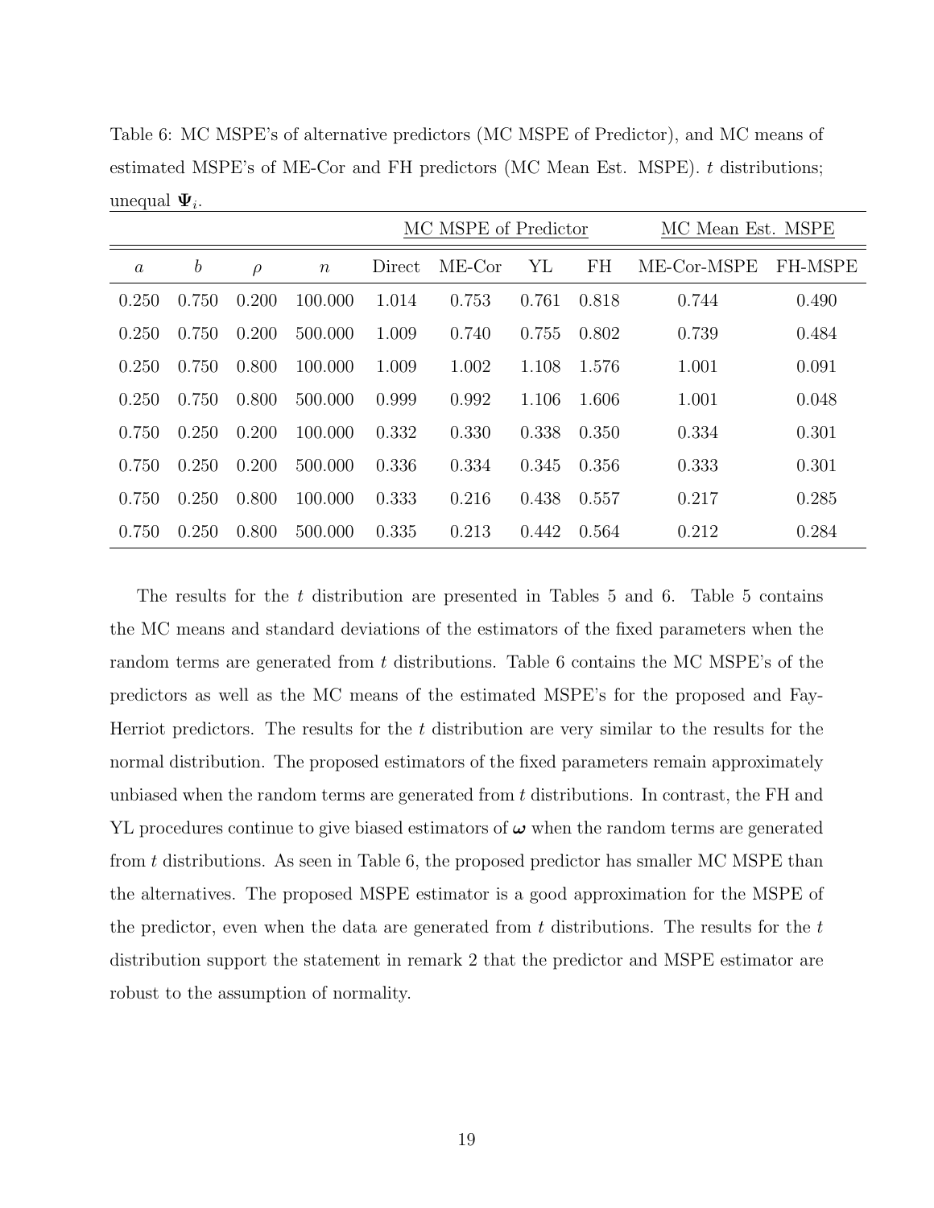Table 6: MC MSPE's of alternative predictors (MC MSPE of Predictor), and MC means of estimated MSPE's of ME-Cor and FH predictors (MC Mean Est. MSPE). $t$ distributions; unequal $\mathbf{\Psi}_i$.

| | | | | MC MSPE of Predictor | | | | MC Mean Est. MSPE | |
|---|---|---|---|---|---|---|---|---|---|
| $a$ | $b$ | $\rho$ | $n$ | Direct | ME-Cor | YL | FH | ME-Cor-MSPE | FH-MSPE |
| 0.250 | 0.750 | 0.200 | 100.000 | 1.014 | 0.753 | 0.761 | 0.818 | 0.744 | 0.490 |
| 0.250 | 0.750 | 0.200 | 500.000 | 1.009 | 0.740 | 0.755 | 0.802 | 0.739 | 0.484 |
| 0.250 | 0.750 | 0.800 | 100.000 | 1.009 | 1.002 | 1.108 | 1.576 | 1.001 | 0.091 |
| 0.250 | 0.750 | 0.800 | 500.000 | 0.999 | 0.992 | 1.106 | 1.606 | 1.001 | 0.048 |
| 0.750 | 0.250 | 0.200 | 100.000 | 0.332 | 0.330 | 0.338 | 0.350 | 0.334 | 0.301 |
| 0.750 | 0.250 | 0.200 | 500.000 | 0.336 | 0.334 | 0.345 | 0.356 | 0.333 | 0.301 |
| 0.750 | 0.250 | 0.800 | 100.000 | 0.333 | 0.216 | 0.438 | 0.557 | 0.217 | 0.285 |
| 0.750 | 0.250 | 0.800 | 500.000 | 0.335 | 0.213 | 0.442 | 0.564 | 0.212 | 0.284 |

The results for the $t$ distribution are presented in Tables 5 and 6. Table 5 contains the MC means and standard deviations of the estimators of the fixed parameters when the random terms are generated from $t$ distributions. Table 6 contains the MC MSPE's of the predictors as well as the MC means of the estimated MSPE's for the proposed and Fay-Herriot predictors. The results for the $t$ distribution are very similar to the results for the normal distribution. The proposed estimators of the fixed parameters remain approximately unbiased when the random terms are generated from $t$ distributions. In contrast, the FH and YL procedures continue to give biased estimators of $\boldsymbol{\omega}$ when the random terms are generated from $t$ distributions. As seen in Table 6, the proposed predictor has smaller MC MSPE than the alternatives. The proposed MSPE estimator is a good approximation for the MSPE of the predictor, even when the data are generated from $t$ distributions. The results for the $t$ distribution support the statement in remark 2 that the predictor and MSPE estimator are robust to the assumption of normality.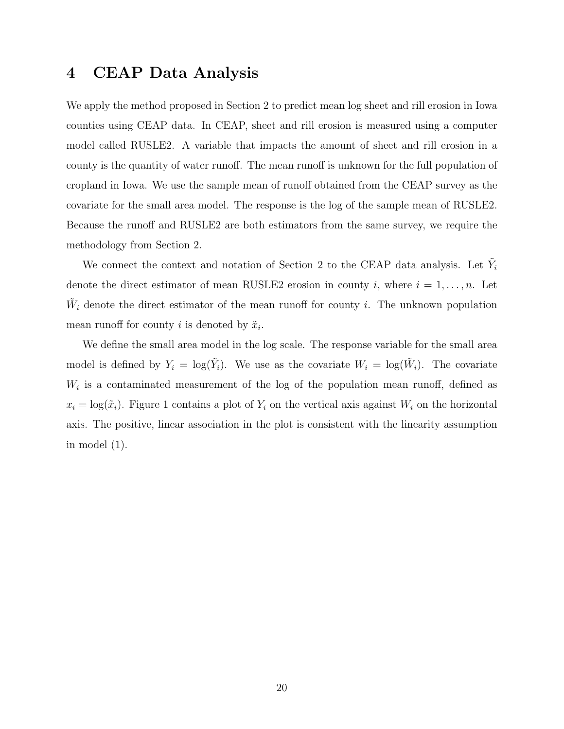# 4 CEAP Data Analysis

We apply the method proposed in Section 2 to predict mean log sheet and rill erosion in Iowa counties using CEAP data. In CEAP, sheet and rill erosion is measured using a computer model called RUSLE2. A variable that impacts the amount of sheet and rill erosion in a county is the quantity of water runoff. The mean runoff is unknown for the full population of cropland in Iowa. We use the sample mean of runoff obtained from the CEAP survey as the covariate for the small area model. The response is the log of the sample mean of RUSLE2. Because the runoff and RUSLE2 are both estimators from the same survey, we require the methodology from Section 2.

We connect the context and notation of Section 2 to the CEAP data analysis. Let $\tilde{Y}_i$ denote the direct estimator of mean RUSLE2 erosion in county $i$, where $i = 1, \ldots, n$. Let $\tilde{W}_i$ denote the direct estimator of the mean runoff for county $i$. The unknown population mean runoff for county $i$ is denoted by $\tilde{x}_i$.

We define the small area model in the log scale. The response variable for the small area model is defined by $Y_i = \log(\tilde{Y}_i)$. We use as the covariate $W_i = \log(\tilde{W}_i)$. The covariate $W_i$ is a contaminated measurement of the log of the population mean runoff, defined as $x_i = \log(\tilde{x}_i)$. Figure 1 contains a plot of $Y_i$ on the vertical axis against $W_i$ on the horizontal axis. The positive, linear association in the plot is consistent with the linearity assumption in model (1).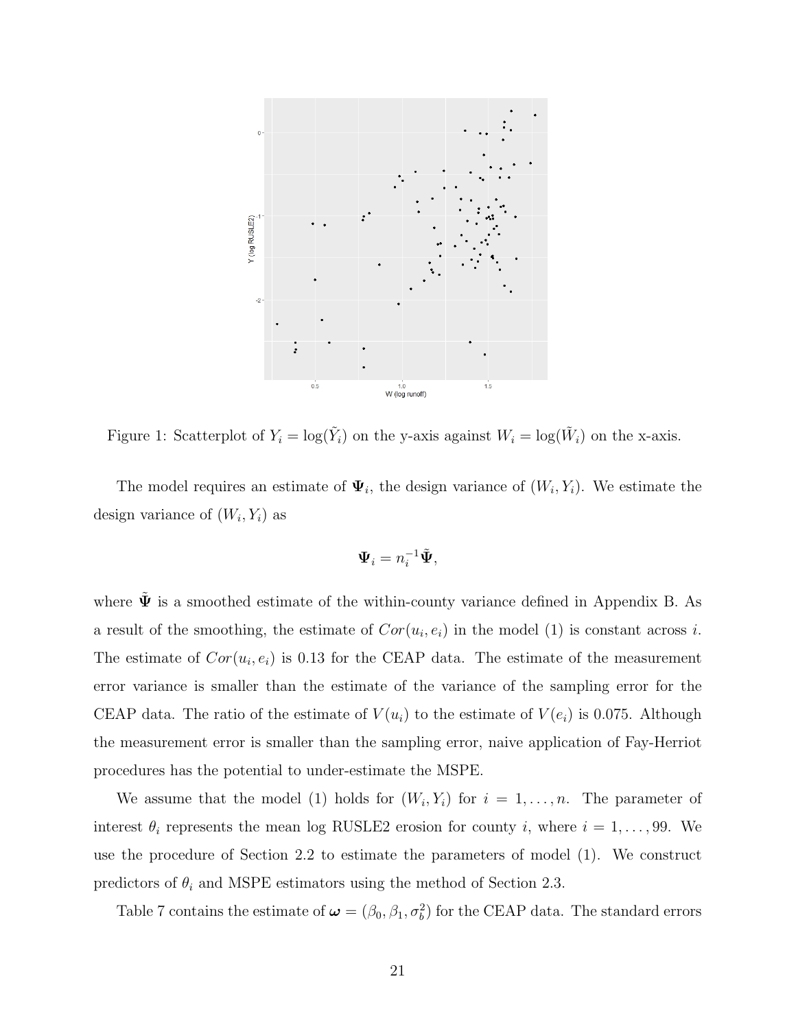Figure 1: Scatterplot of $Y_i = \log(\tilde{Y}_i)$ on the y-axis against $W_i = \log(\tilde{W}_i)$ on the x-axis.

The model requires an estimate of $\mathbf{\Psi}_i$, the design variance of $(W_i, Y_i)$. We estimate the design variance of $(W_i, Y_i)$ as

$$\mathbf{\Psi}_i = n_i^{-1}\tilde{\mathbf{\Psi}},$$

where $\tilde{\mathbf{\Psi}}$ is a smoothed estimate of the within-county variance defined in Appendix B. As a result of the smoothing, the estimate of $Cor(u_i, e_i)$ in the model (1) is constant across $i$. The estimate of $Cor(u_i, e_i)$ is 0.13 for the CEAP data. The estimate of the measurement error variance is smaller than the estimate of the variance of the sampling error for the CEAP data. The ratio of the estimate of $V(u_i)$ to the estimate of $V(e_i)$ is 0.075. Although the measurement error is smaller than the sampling error, naive application of Fay-Herriot procedures has the potential to under-estimate the MSPE.

We assume that the model (1) holds for $(W_i, Y_i)$ for $i = 1, \ldots, n$. The parameter of interest $\theta_i$ represents the mean log RUSLE2 erosion for county $i$, where $i = 1, \ldots, 99$. We use the procedure of Section 2.2 to estimate the parameters of model (1). We construct predictors of $\theta_i$ and MSPE estimators using the method of Section 2.3.

Table 7 contains the estimate of $\boldsymbol{\omega} = (\beta_0, \beta_1, \sigma_b^2)$ for the CEAP data. The standard errors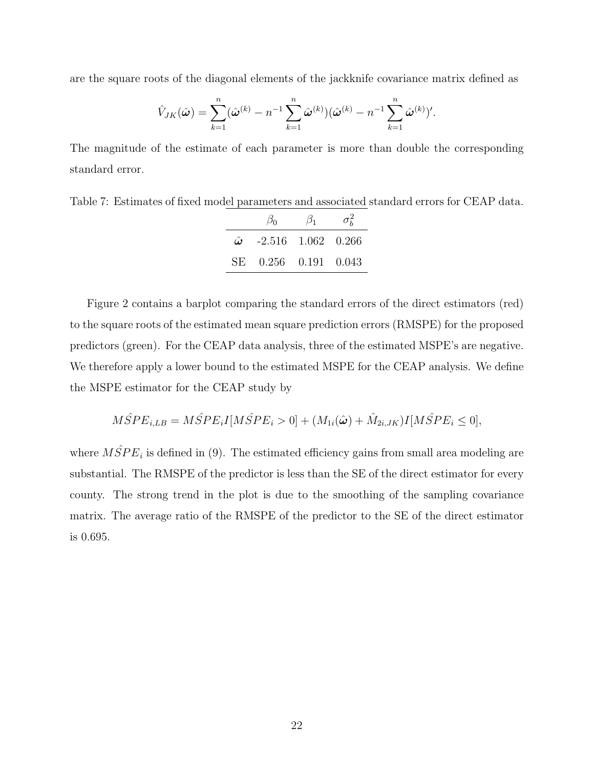are the square roots of the diagonal elements of the jackknife covariance matrix defined as

$$\hat{V}_{JK}(\hat{\boldsymbol{\omega}}) = \sum_{k=1}^{n}(\hat{\boldsymbol{\omega}}^{(k)} - n^{-1}\sum_{k=1}^{n}\hat{\boldsymbol{\omega}}^{(k)})(\hat{\boldsymbol{\omega}}^{(k)} - n^{-1}\sum_{k=1}^{n}\hat{\boldsymbol{\omega}}^{(k)})'.$$

The magnitude of the estimate of each parameter is more than double the corresponding standard error.

Table 7: Estimates of fixed model parameters and associated standard errors for CEAP data.

| | $\beta_0$ | $\beta_1$ | $\sigma_b^2$ |
|---|---|---|---|
| $\hat{\boldsymbol{\omega}}$ | -2.516 | 1.062 | 0.266 |
| SE | 0.256 | 0.191 | 0.043 |

Figure 2 contains a barplot comparing the standard errors of the direct estimators (red) to the square roots of the estimated mean square prediction errors (RMSPE) for the proposed predictors (green). For the CEAP data analysis, three of the estimated MSPE's are negative. We therefore apply a lower bound to the estimated MSPE for the CEAP analysis. We define the MSPE estimator for the CEAP study by

$$M\hat{S}PE_{i,LB} = M\hat{S}PE_i I[M\hat{S}PE_i > 0] + (M_{1i}(\hat{\boldsymbol{\omega}}) + \hat{M}_{2i,JK})I[M\hat{S}PE_i \leq 0],$$

where $M\hat{S}PE_i$ is defined in (9). The estimated efficiency gains from small area modeling are substantial. The RMSPE of the predictor is less than the SE of the direct estimator for every county. The strong trend in the plot is due to the smoothing of the sampling covariance matrix. The average ratio of the RMSPE of the predictor to the SE of the direct estimator is 0.695.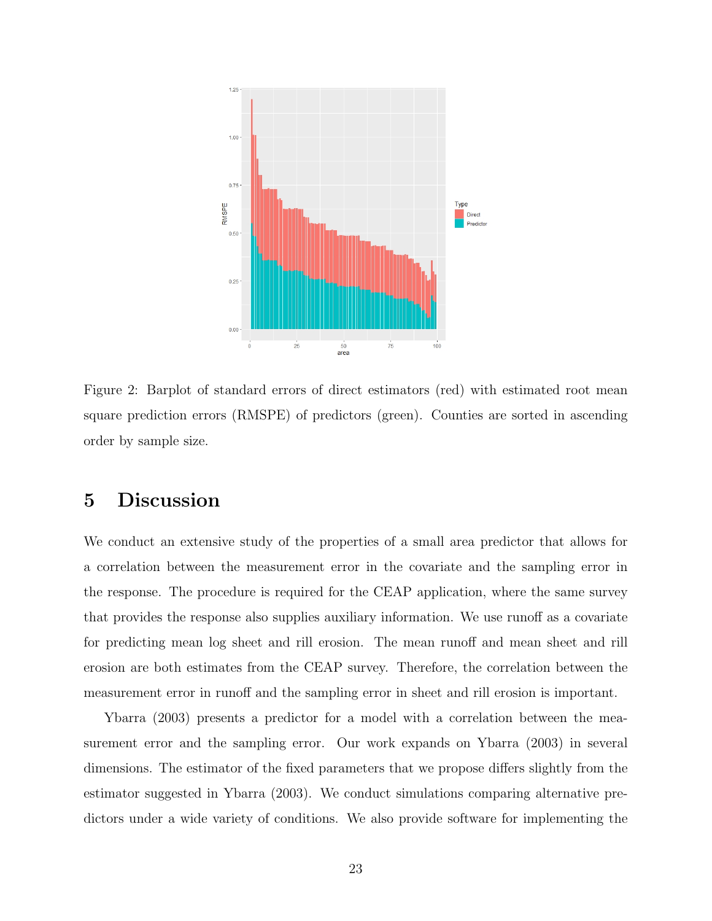Figure 2: Barplot of standard errors of direct estimators (red) with estimated root mean square prediction errors (RMSPE) of predictors (green). Counties are sorted in ascending order by sample size.

# 5 Discussion

We conduct an extensive study of the properties of a small area predictor that allows for a correlation between the measurement error in the covariate and the sampling error in the response. The procedure is required for the CEAP application, where the same survey that provides the response also supplies auxiliary information. We use runoff as a covariate for predicting mean log sheet and rill erosion. The mean runoff and mean sheet and rill erosion are both estimates from the CEAP survey. Therefore, the correlation between the measurement error in runoff and the sampling error in sheet and rill erosion is important.

Ybarra (2003) presents a predictor for a model with a correlation between the measurement error and the sampling error. Our work expands on Ybarra (2003) in several dimensions. The estimator of the fixed parameters that we propose differs slightly from the estimator suggested in Ybarra (2003). We conduct simulations comparing alternative predictors under a wide variety of conditions. We also provide software for implementing the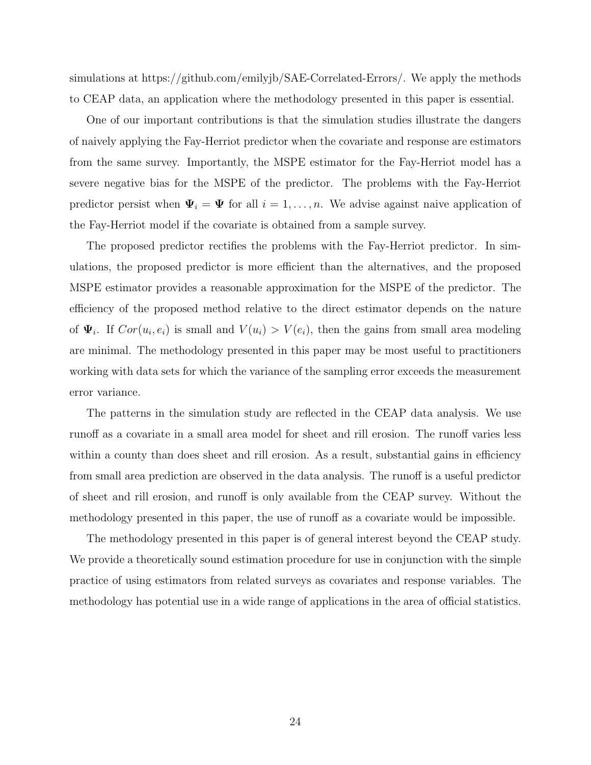simulations at https://github.com/emilyjb/SAE-Correlated-Errors/. We apply the methods to CEAP data, an application where the methodology presented in this paper is essential.

One of our important contributions is that the simulation studies illustrate the dangers of naively applying the Fay-Herriot predictor when the covariate and response are estimators from the same survey. Importantly, the MSPE estimator for the Fay-Herriot model has a severe negative bias for the MSPE of the predictor. The problems with the Fay-Herriot predictor persist when $\mathbf{\Psi}_i = \mathbf{\Psi}$ for all $i = 1, \ldots, n$. We advise against naive application of the Fay-Herriot model if the covariate is obtained from a sample survey.

The proposed predictor rectifies the problems with the Fay-Herriot predictor. In simulations, the proposed predictor is more efficient than the alternatives, and the proposed MSPE estimator provides a reasonable approximation for the MSPE of the predictor. The efficiency of the proposed method relative to the direct estimator depends on the nature of $\mathbf{\Psi}_i$. If $Cor(u_i, e_i)$ is small and $V(u_i) > V(e_i)$, then the gains from small area modeling are minimal. The methodology presented in this paper may be most useful to practitioners working with data sets for which the variance of the sampling error exceeds the measurement error variance.

The patterns in the simulation study are reflected in the CEAP data analysis. We use runoff as a covariate in a small area model for sheet and rill erosion. The runoff varies less within a county than does sheet and rill erosion. As a result, substantial gains in efficiency from small area prediction are observed in the data analysis. The runoff is a useful predictor of sheet and rill erosion, and runoff is only available from the CEAP survey. Without the methodology presented in this paper, the use of runoff as a covariate would be impossible.

The methodology presented in this paper is of general interest beyond the CEAP study. We provide a theoretically sound estimation procedure for use in conjunction with the simple practice of using estimators from related surveys as covariates and response variables. The methodology has potential use in a wide range of applications in the area of official statistics.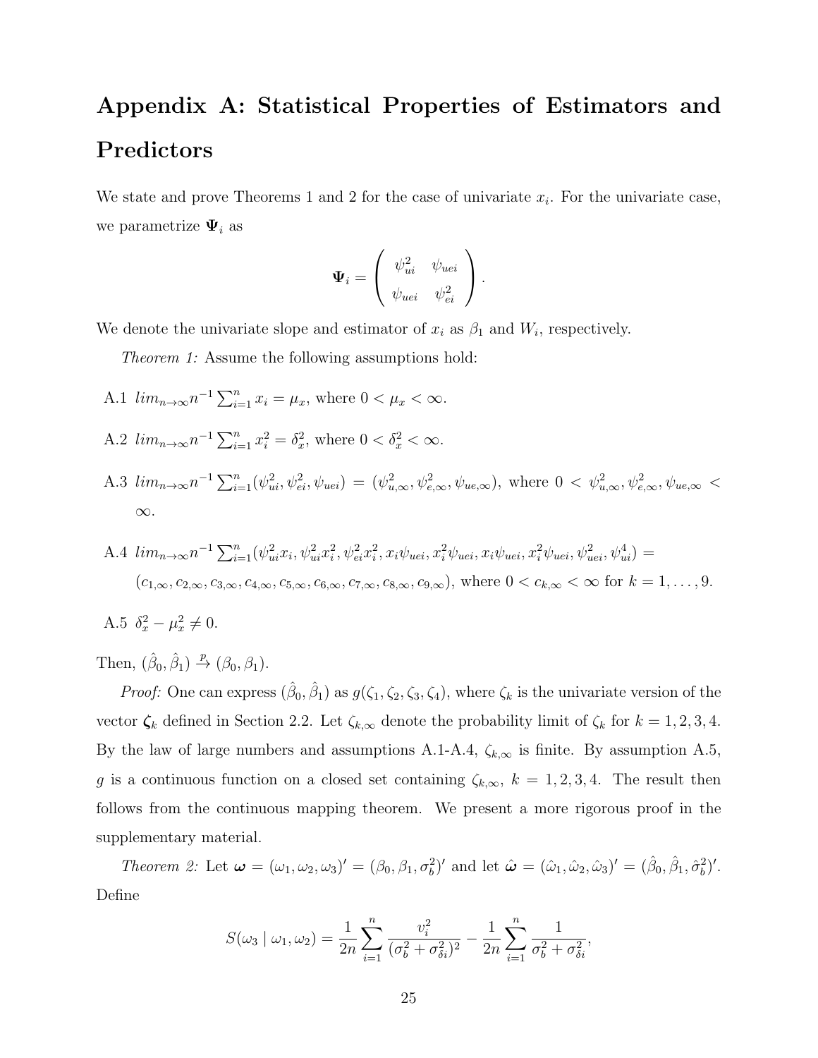# Appendix A: Statistical Properties of Estimators and Predictors

We state and prove Theorems 1 and 2 for the case of univariate $x_i$. For the univariate case, we parametrize $\mathbf{\Psi}_i$ as

$$\mathbf{\Psi}_i = \begin{pmatrix} \psi_{ui}^2 & \psi_{uei} \\ \psi_{uei} & \psi_{ei}^2 \end{pmatrix}.$$

We denote the univariate slope and estimator of $x_i$ as $\beta_1$ and $W_i$, respectively.

*Theorem 1:* Assume the following assumptions hold:

A.1 $lim_{n\to\infty} n^{-1} \sum_{i=1}^{n} x_i = \mu_x$, where $0 < \mu_x < \infty$.

A.2 $lim_{n\to\infty} n^{-1} \sum_{i=1}^{n} x_i^2 = \delta_x^2$, where $0 < \delta_x^2 < \infty$.

A.3 $lim_{n\to\infty} n^{-1} \sum_{i=1}^{n} (\psi_{ui}^2, \psi_{ei}^2, \psi_{uei}) = (\psi_{u,\infty}^2, \psi_{e,\infty}^2, \psi_{ue,\infty})$, where $0 < \psi_{u,\infty}^2, \psi_{e,\infty}^2, \psi_{ue,\infty} < \infty$.

A.4 $lim_{n\to\infty} n^{-1} \sum_{i=1}^{n} (\psi_{ui}^2 x_i, \psi_{ui}^2 x_i^2, \psi_{ei}^2 x_i^2, x_i \psi_{uei}, x_i^2 \psi_{uei}, x_i \psi_{uei}, x_i^2 \psi_{uei}, \psi_{uei}^2, \psi_{ui}^4) =$ $(c_{1,\infty}, c_{2,\infty}, c_{3,\infty}, c_{4,\infty}, c_{5,\infty}, c_{6,\infty}, c_{7,\infty}, c_{8,\infty}, c_{9,\infty})$, where $0 < c_{k,\infty} < \infty$ for $k = 1, \ldots, 9$.

A.5 $\delta_x^2 - \mu_x^2 \neq 0$.

Then, $(\hat{\beta}_0, \hat{\beta}_1) \xrightarrow{p} (\beta_0, \beta_1)$.

*Proof:* One can express $(\hat{\beta}_0, \hat{\beta}_1)$ as $g(\zeta_1, \zeta_2, \zeta_3, \zeta_4)$, where $\zeta_k$ is the univariate version of the vector $\boldsymbol{\zeta}_k$ defined in Section 2.2. Let $\zeta_{k,\infty}$ denote the probability limit of $\zeta_k$ for $k = 1, 2, 3, 4$. By the law of large numbers and assumptions A.1-A.4, $\zeta_{k,\infty}$ is finite. By assumption A.5, $g$ is a continuous function on a closed set containing $\zeta_{k,\infty}$, $k = 1, 2, 3, 4$. The result then follows from the continuous mapping theorem. We present a more rigorous proof in the supplementary material.

*Theorem 2:* Let $\boldsymbol{\omega} = (\omega_1, \omega_2, \omega_3)' = (\beta_0, \beta_1, \sigma_b^2)'$ and let $\hat{\boldsymbol{\omega}} = (\hat{\omega}_1, \hat{\omega}_2, \hat{\omega}_3)' = (\hat{\beta}_0, \hat{\beta}_1, \hat{\sigma}_b^2)'$. Define

$$S(\omega_3 \mid \omega_1, \omega_2) = \frac{1}{2n} \sum_{i=1}^{n} \frac{v_i^2}{(\sigma_b^2 + \sigma_{\delta i}^2)^2} - \frac{1}{2n} \sum_{i=1}^{n} \frac{1}{\sigma_b^2 + \sigma_{\delta i}^2},$$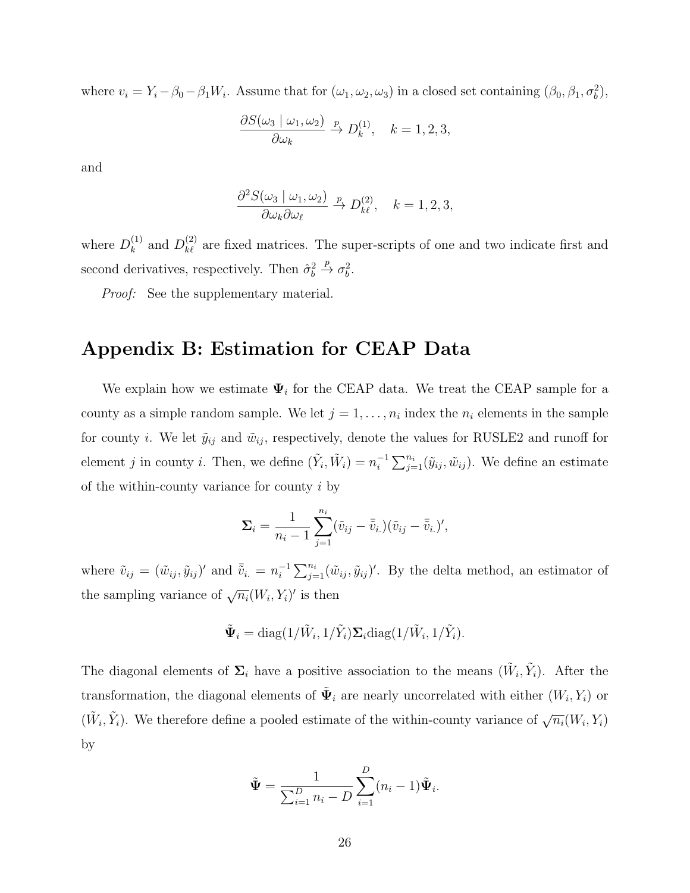where $v_i = Y_i - \beta_0 - \beta_1 W_i$. Assume that for $(\omega_1, \omega_2, \omega_3)$ in a closed set containing $(\beta_0, \beta_1, \sigma_b^2)$,

$$\frac{\partial S(\omega_3 \mid \omega_1, \omega_2)}{\partial \omega_k} \xrightarrow{p} D_k^{(1)}, \quad k = 1, 2, 3,$$

and

$$\frac{\partial^2 S(\omega_3 \mid \omega_1, \omega_2)}{\partial \omega_k \partial \omega_\ell} \xrightarrow{p} D_{k\ell}^{(2)}, \quad k = 1, 2, 3,$$

where $D_k^{(1)}$ and $D_{k\ell}^{(2)}$ are fixed matrices. The super-scripts of one and two indicate first and second derivatives, respectively. Then $\hat{\sigma}_b^2 \xrightarrow{p} \sigma_b^2$.

*Proof:* See the supplementary material.

# Appendix B: Estimation for CEAP Data

We explain how we estimate $\mathbf{\Psi}_i$ for the CEAP data. We treat the CEAP sample for a county as a simple random sample. We let $j = 1, \ldots, n_i$ index the $n_i$ elements in the sample for county $i$. We let $\tilde{y}_{ij}$ and $\tilde{w}_{ij}$, respectively, denote the values for RUSLE2 and runoff for element $j$ in county $i$. Then, we define $(\tilde{Y}_i, \tilde{W}_i) = n_i^{-1} \sum_{j=1}^{n_i} (\tilde{y}_{ij}, \tilde{w}_{ij})$. We define an estimate of the within-county variance for county $i$ by

$$\mathbf{\Sigma}_i = \frac{1}{n_i - 1} \sum_{j=1}^{n_i} (\tilde{v}_{ij} - \bar{\tilde{v}}_{i.})(\tilde{v}_{ij} - \bar{\tilde{v}}_{i.})',$$

where $\tilde{v}_{ij} = (\tilde{w}_{ij}, \tilde{y}_{ij})'$ and $\bar{\tilde{v}}_{i.} = n_i^{-1} \sum_{j=1}^{n_i} (\tilde{w}_{ij}, \tilde{y}_{ij})'$. By the delta method, an estimator of the sampling variance of $\sqrt{n_i}(W_i, Y_i)'$ is then

$$\tilde{\mathbf{\Psi}}_i = \text{diag}(1/\tilde{W}_i, 1/\tilde{Y}_i) \mathbf{\Sigma}_i \text{diag}(1/\tilde{W}_i, 1/\tilde{Y}_i).$$

The diagonal elements of $\mathbf{\Sigma}_i$ have a positive association to the means $(\tilde{W}_i, \tilde{Y}_i)$. After the transformation, the diagonal elements of $\tilde{\mathbf{\Psi}}_i$ are nearly uncorrelated with either $(W_i, Y_i)$ or $(\tilde{W}_i, \tilde{Y}_i)$. We therefore define a pooled estimate of the within-county variance of $\sqrt{n_i}(W_i, Y_i)$ by

$$\tilde{\mathbf{\Psi}} = \frac{1}{\sum_{i=1}^{D} n_i - D} \sum_{i=1}^{D} (n_i - 1) \tilde{\mathbf{\Psi}}_i.$$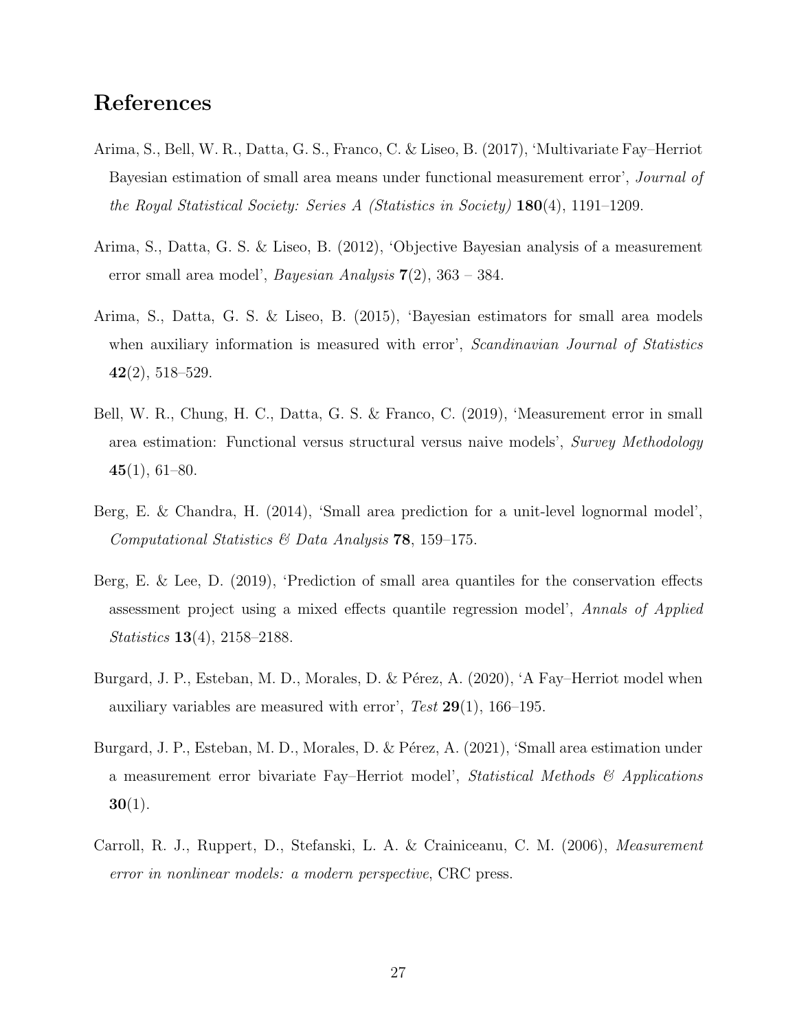# References

Arima, S., Bell, W. R., Datta, G. S., Franco, C. & Liseo, B. (2017), 'Multivariate Fay–Herriot Bayesian estimation of small area means under functional measurement error', *Journal of the Royal Statistical Society: Series A (Statistics in Society)* **180**(4), 1191–1209.

Arima, S., Datta, G. S. & Liseo, B. (2012), 'Objective Bayesian analysis of a measurement error small area model', *Bayesian Analysis* **7**(2), 363 – 384.

Arima, S., Datta, G. S. & Liseo, B. (2015), 'Bayesian estimators for small area models when auxiliary information is measured with error', *Scandinavian Journal of Statistics* **42**(2), 518–529.

Bell, W. R., Chung, H. C., Datta, G. S. & Franco, C. (2019), 'Measurement error in small area estimation: Functional versus structural versus naive models', *Survey Methodology* **45**(1), 61–80.

Berg, E. & Chandra, H. (2014), 'Small area prediction for a unit-level lognormal model', *Computational Statistics & Data Analysis* **78**, 159–175.

Berg, E. & Lee, D. (2019), 'Prediction of small area quantiles for the conservation effects assessment project using a mixed effects quantile regression model', *Annals of Applied Statistics* **13**(4), 2158–2188.

Burgard, J. P., Esteban, M. D., Morales, D. & Pérez, A. (2020), 'A Fay–Herriot model when auxiliary variables are measured with error', *Test* **29**(1), 166–195.

Burgard, J. P., Esteban, M. D., Morales, D. & Pérez, A. (2021), 'Small area estimation under a measurement error bivariate Fay–Herriot model', *Statistical Methods & Applications* **30**(1).

Carroll, R. J., Ruppert, D., Stefanski, L. A. & Crainiceanu, C. M. (2006), *Measurement error in nonlinear models: a modern perspective*, CRC press.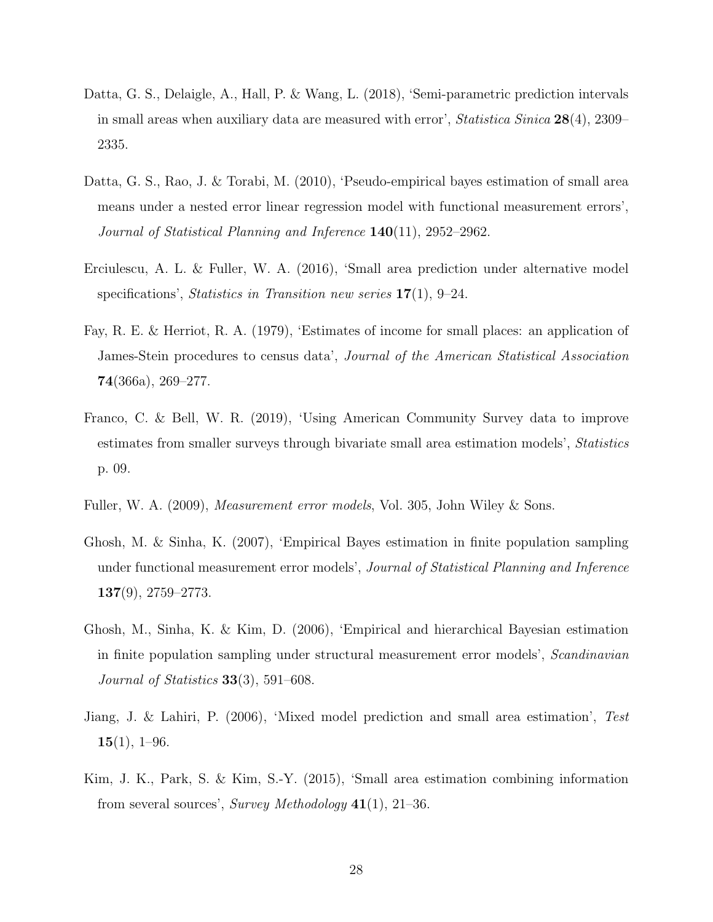Datta, G. S., Delaigle, A., Hall, P. & Wang, L. (2018), 'Semi-parametric prediction intervals in small areas when auxiliary data are measured with error', *Statistica Sinica* **28**(4), 2309–2335.

Datta, G. S., Rao, J. & Torabi, M. (2010), 'Pseudo-empirical bayes estimation of small area means under a nested error linear regression model with functional measurement errors', *Journal of Statistical Planning and Inference* **140**(11), 2952–2962.

Erciulescu, A. L. & Fuller, W. A. (2016), 'Small area prediction under alternative model specifications', *Statistics in Transition new series* **17**(1), 9–24.

Fay, R. E. & Herriot, R. A. (1979), 'Estimates of income for small places: an application of James-Stein procedures to census data', *Journal of the American Statistical Association* **74**(366a), 269–277.

Franco, C. & Bell, W. R. (2019), 'Using American Community Survey data to improve estimates from smaller surveys through bivariate small area estimation models', *Statistics* p. 09.

Fuller, W. A. (2009), *Measurement error models*, Vol. 305, John Wiley & Sons.

Ghosh, M. & Sinha, K. (2007), 'Empirical Bayes estimation in finite population sampling under functional measurement error models', *Journal of Statistical Planning and Inference* **137**(9), 2759–2773.

Ghosh, M., Sinha, K. & Kim, D. (2006), 'Empirical and hierarchical Bayesian estimation in finite population sampling under structural measurement error models', *Scandinavian Journal of Statistics* **33**(3), 591–608.

Jiang, J. & Lahiri, P. (2006), 'Mixed model prediction and small area estimation', *Test* **15**(1), 1–96.

Kim, J. K., Park, S. & Kim, S.-Y. (2015), 'Small area estimation combining information from several sources', *Survey Methodology* **41**(1), 21–36.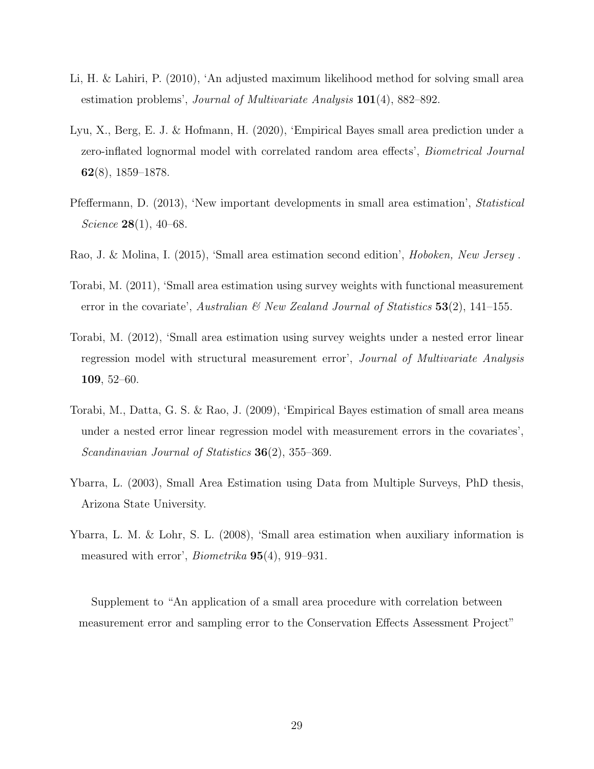Li, H. & Lahiri, P. (2010), 'An adjusted maximum likelihood method for solving small area estimation problems', *Journal of Multivariate Analysis* **101**(4), 882–892.

Lyu, X., Berg, E. J. & Hofmann, H. (2020), 'Empirical Bayes small area prediction under a zero-inflated lognormal model with correlated random area effects', *Biometrical Journal* **62**(8), 1859–1878.

Pfeffermann, D. (2013), 'New important developments in small area estimation', *Statistical Science* **28**(1), 40–68.

Rao, J. & Molina, I. (2015), 'Small area estimation second edition', *Hoboken, New Jersey* .

Torabi, M. (2011), 'Small area estimation using survey weights with functional measurement error in the covariate', *Australian & New Zealand Journal of Statistics* **53**(2), 141–155.

Torabi, M. (2012), 'Small area estimation using survey weights under a nested error linear regression model with structural measurement error', *Journal of Multivariate Analysis* **109**, 52–60.

Torabi, M., Datta, G. S. & Rao, J. (2009), 'Empirical Bayes estimation of small area means under a nested error linear regression model with measurement errors in the covariates', *Scandinavian Journal of Statistics* **36**(2), 355–369.

Ybarra, L. (2003), Small Area Estimation using Data from Multiple Surveys, PhD thesis, Arizona State University.

Ybarra, L. M. & Lohr, S. L. (2008), 'Small area estimation when auxiliary information is measured with error', *Biometrika* **95**(4), 919–931.

Supplement to "An application of a small area procedure with correlation between measurement error and sampling error to the Conservation Effects Assessment Project"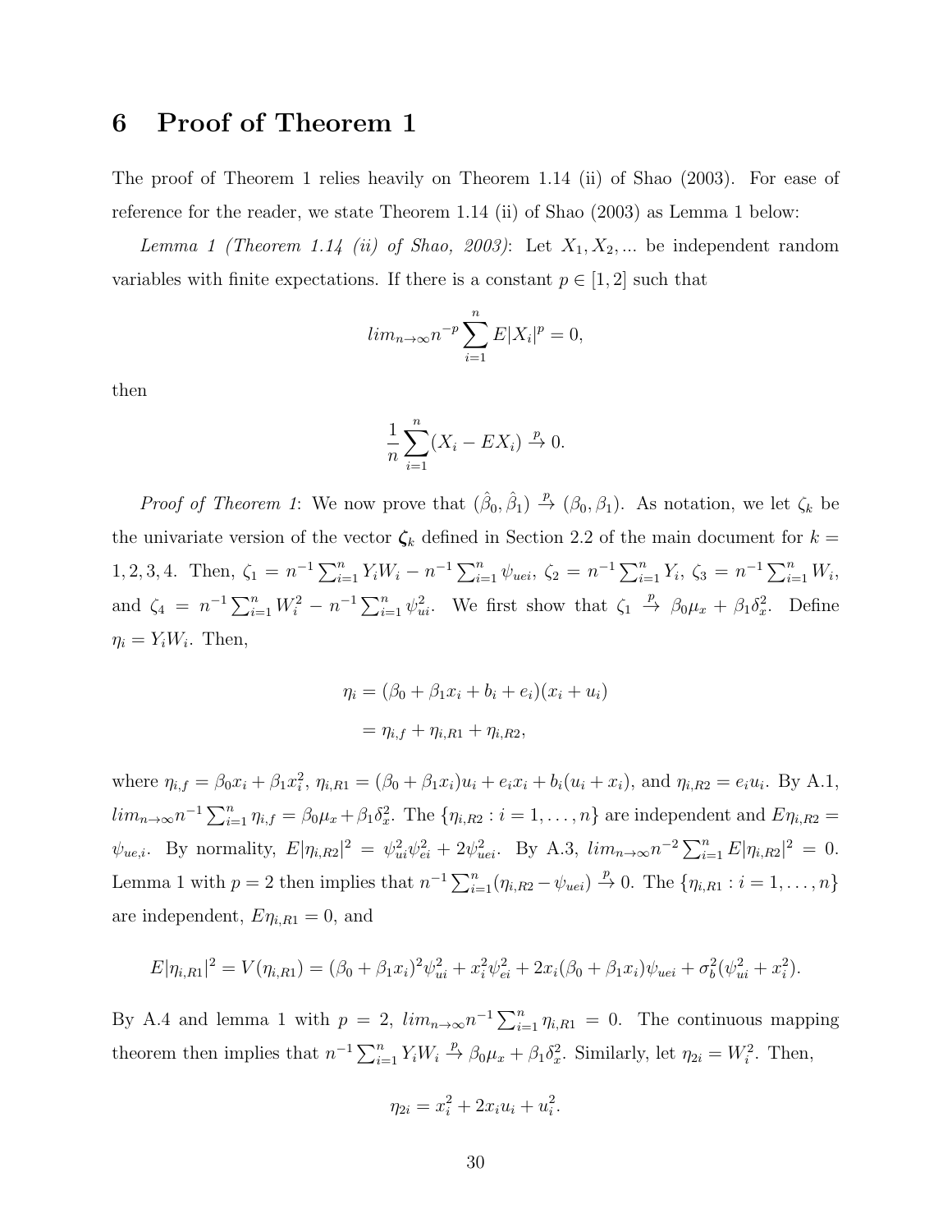# 6 Proof of Theorem 1

The proof of Theorem 1 relies heavily on Theorem 1.14 (ii) of Shao (2003). For ease of reference for the reader, we state Theorem 1.14 (ii) of Shao (2003) as Lemma 1 below:

*Lemma 1 (Theorem 1.14 (ii) of Shao, 2003)*: Let $X_1, X_2, ...$ be independent random variables with finite expectations. If there is a constant $p \in [1, 2]$ such that

$$lim_{n\to\infty} n^{-p} \sum_{i=1}^{n} E|X_i|^p = 0,$$

then

$$\frac{1}{n} \sum_{i=1}^{n} (X_i - EX_i) \xrightarrow{p} 0.$$

*Proof of Theorem 1*: We now prove that $(\hat{\beta}_0, \hat{\beta}_1) \xrightarrow{p} (\beta_0, \beta_1)$. As notation, we let $\zeta_k$ be the univariate version of the vector $\boldsymbol{\zeta}_k$ defined in Section 2.2 of the main document for $k = 1, 2, 3, 4$. Then, $\zeta_1 = n^{-1} \sum_{i=1}^{n} Y_i W_i - n^{-1} \sum_{i=1}^{n} \psi_{uei}$, $\zeta_2 = n^{-1} \sum_{i=1}^{n} Y_i$, $\zeta_3 = n^{-1} \sum_{i=1}^{n} W_i$, and $\zeta_4 = n^{-1} \sum_{i=1}^{n} W_i^2 - n^{-1} \sum_{i=1}^{n} \psi_{ui}^2$. We first show that $\zeta_1 \xrightarrow{p} \beta_0 \mu_x + \beta_1 \delta_x^2$. Define $\eta_i = Y_i W_i$. Then,

$$\begin{aligned}
\eta_i &= (\beta_0 + \beta_1 x_i + b_i + e_i)(x_i + u_i) \\
&= \eta_{i,f} + \eta_{i,R1} + \eta_{i,R2},
\end{aligned}$$

where $\eta_{i,f} = \beta_0 x_i + \beta_1 x_i^2$, $\eta_{i,R1} = (\beta_0 + \beta_1 x_i) u_i + e_i x_i + b_i(u_i + x_i)$, and $\eta_{i,R2} = e_i u_i$. By A.1, $lim_{n\to\infty} n^{-1} \sum_{i=1}^{n} \eta_{i,f} = \beta_0 \mu_x + \beta_1 \delta_x^2$. The $\{\eta_{i,R2} : i = 1, \ldots, n\}$ are independent and $E\eta_{i,R2} = \psi_{ue,i}$. By normality, $E|\eta_{i,R2}|^2 = \psi_{ui}^2 \psi_{ei}^2 + 2\psi_{uei}^2$. By A.3, $lim_{n\to\infty} n^{-2} \sum_{i=1}^{n} E|\eta_{i,R2}|^2 = 0$. Lemma 1 with $p = 2$ then implies that $n^{-1} \sum_{i=1}^{n} (\eta_{i,R2} - \psi_{uei}) \xrightarrow{p} 0$. The $\{\eta_{i,R1} : i = 1, \ldots, n\}$ are independent, $E\eta_{i,R1} = 0$, and

$$E|\eta_{i,R1}|^2 = V(\eta_{i,R1}) = (\beta_0 + \beta_1 x_i)^2 \psi_{ui}^2 + x_i^2 \psi_{ei}^2 + 2x_i(\beta_0 + \beta_1 x_i)\psi_{uei} + \sigma_b^2(\psi_{ui}^2 + x_i^2).$$

By A.4 and lemma 1 with $p = 2$, $lim_{n\to\infty} n^{-1} \sum_{i=1}^{n} \eta_{i,R1} = 0$. The continuous mapping theorem then implies that $n^{-1} \sum_{i=1}^{n} Y_i W_i \xrightarrow{p} \beta_0 \mu_x + \beta_1 \delta_x^2$. Similarly, let $\eta_{2i} = W_i^2$. Then,

$$\eta_{2i} = x_i^2 + 2x_i u_i + u_i^2.$$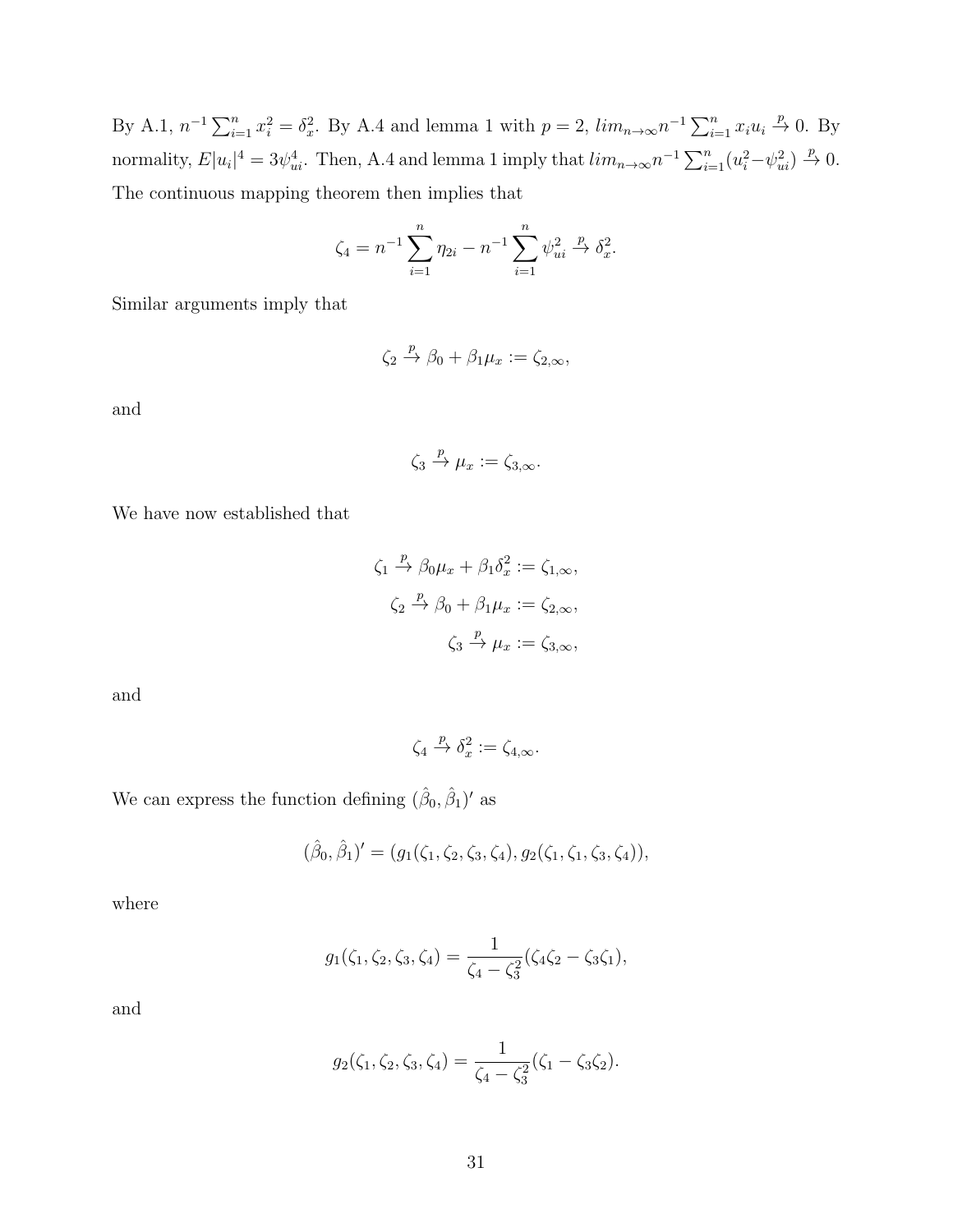By A.1, $n^{-1}\sum_{i=1}^{n} x_i^2 = \delta_x^2$. By A.4 and lemma 1 with $p=2$, $lim_{n\to\infty} n^{-1}\sum_{i=1}^{n} x_i u_i \xrightarrow{p} 0$. By normality, $E|u_i|^4 = 3\psi_{ui}^4$. Then, A.4 and lemma 1 imply that $lim_{n\to\infty} n^{-1}\sum_{i=1}^{n}(u_i^2 - \psi_{ui}^2) \xrightarrow{p} 0$. The continuous mapping theorem then implies that

$$\zeta_4 = n^{-1}\sum_{i=1}^{n} \eta_{2i} - n^{-1}\sum_{i=1}^{n} \psi_{ui}^2 \xrightarrow{p} \delta_x^2.$$

Similar arguments imply that

$$\zeta_2 \xrightarrow{p} \beta_0 + \beta_1 \mu_x := \zeta_{2,\infty},$$

and

$$\zeta_3 \xrightarrow{p} \mu_x := \zeta_{3,\infty}.$$

We have now established that

$$\zeta_1 \xrightarrow{p} \beta_0 \mu_x + \beta_1 \delta_x^2 := \zeta_{1,\infty},$$

$$\zeta_2 \xrightarrow{p} \beta_0 + \beta_1 \mu_x := \zeta_{2,\infty},$$

$$\zeta_3 \xrightarrow{p} \mu_x := \zeta_{3,\infty},$$

and

$$\zeta_4 \xrightarrow{p} \delta_x^2 := \zeta_{4,\infty}.$$

We can express the function defining $(\hat{\beta}_0, \hat{\beta}_1)'$ as

$$(\hat{\beta}_0, \hat{\beta}_1)' = (g_1(\zeta_1, \zeta_2, \zeta_3, \zeta_4), g_2(\zeta_1, \zeta_1, \zeta_3, \zeta_4)),$$

where

$$g_1(\zeta_1, \zeta_2, \zeta_3, \zeta_4) = \frac{1}{\zeta_4 - \zeta_3^2}(\zeta_4 \zeta_2 - \zeta_3 \zeta_1),$$

and

$$g_2(\zeta_1, \zeta_2, \zeta_3, \zeta_4) = \frac{1}{\zeta_4 - \zeta_3^2}(\zeta_1 - \zeta_3 \zeta_2).$$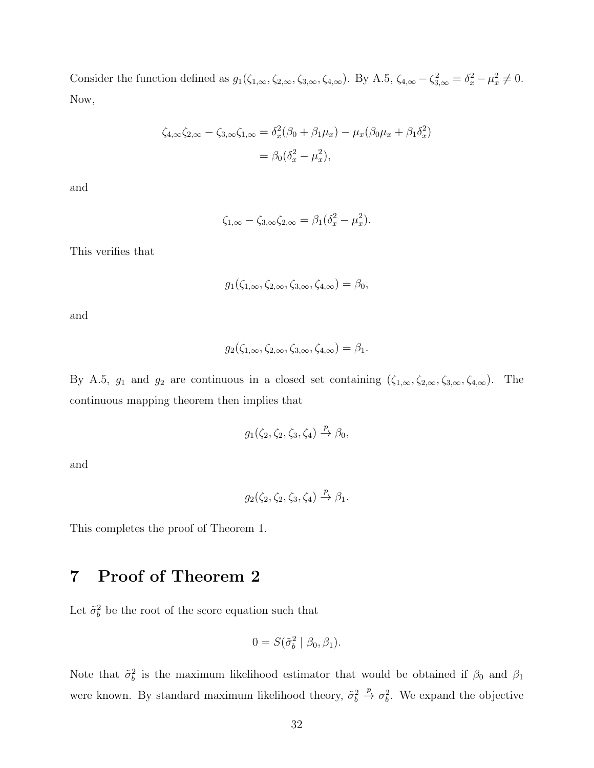Consider the function defined as $g_1(\zeta_{1,\infty}, \zeta_{2,\infty}, \zeta_{3,\infty}, \zeta_{4,\infty})$. By A.5, $\zeta_{4,\infty} - \zeta_{3,\infty}^2 = \delta_x^2 - \mu_x^2 \neq 0$. Now,

$$
\begin{aligned}
\zeta_{4,\infty}\zeta_{2,\infty} - \zeta_{3,\infty}\zeta_{1,\infty} &= \delta_x^2(\beta_0 + \beta_1\mu_x) - \mu_x(\beta_0\mu_x + \beta_1\delta_x^2) \\
&= \beta_0(\delta_x^2 - \mu_x^2),
\end{aligned}
$$

and

$$
\zeta_{1,\infty} - \zeta_{3,\infty}\zeta_{2,\infty} = \beta_1(\delta_x^2 - \mu_x^2).
$$

This verifies that

$$
g_1(\zeta_{1,\infty}, \zeta_{2,\infty}, \zeta_{3,\infty}, \zeta_{4,\infty}) = \beta_0,
$$

and

$$
g_2(\zeta_{1,\infty}, \zeta_{2,\infty}, \zeta_{3,\infty}, \zeta_{4,\infty}) = \beta_1.
$$

By A.5, $g_1$ and $g_2$ are continuous in a closed set containing $(\zeta_{1,\infty}, \zeta_{2,\infty}, \zeta_{3,\infty}, \zeta_{4,\infty})$. The continuous mapping theorem then implies that

$$
g_1(\zeta_2, \zeta_2, \zeta_3, \zeta_4) \xrightarrow{p} \beta_0,
$$

and

$$
g_2(\zeta_2, \zeta_2, \zeta_3, \zeta_4) \xrightarrow{p} \beta_1.
$$

This completes the proof of Theorem 1.

# 7 Proof of Theorem 2

Let $\tilde{\sigma}_b^2$ be the root of the score equation such that

$$
0 = S(\tilde{\sigma}_b^2 \mid \beta_0, \beta_1).
$$

Note that $\tilde{\sigma}_b^2$ is the maximum likelihood estimator that would be obtained if $\beta_0$ and $\beta_1$ were known. By standard maximum likelihood theory, $\tilde{\sigma}_b^2 \xrightarrow{p} \sigma_b^2$. We expand the objective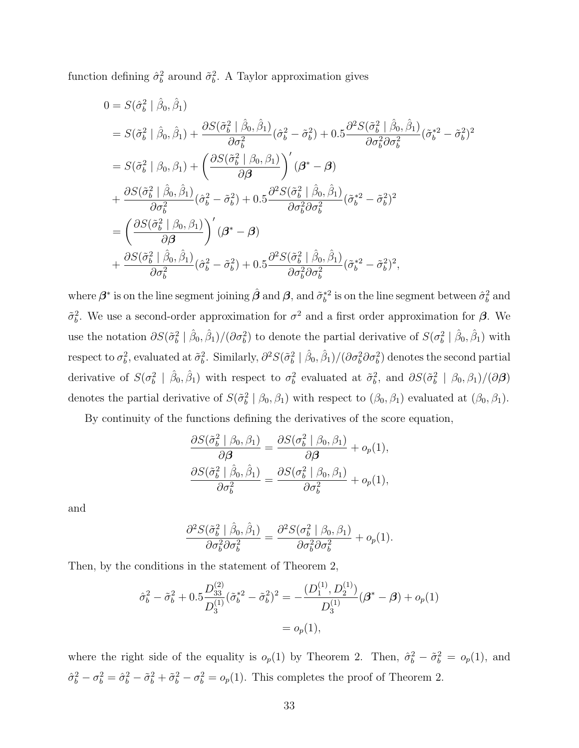function defining $\hat{\sigma}_b^2$ around $\tilde{\sigma}_b^2$. A Taylor approximation gives

$$
\begin{aligned}
0 &= S(\hat{\sigma}_b^2 \mid \hat{\beta}_0, \hat{\beta}_1) \\
&= S(\tilde{\sigma}_b^2 \mid \hat{\beta}_0, \hat{\beta}_1) + \frac{\partial S(\tilde{\sigma}_b^2 \mid \hat{\beta}_0, \hat{\beta}_1)}{\partial \sigma_b^2}(\hat{\sigma}_b^2 - \tilde{\sigma}_b^2) + 0.5\frac{\partial^2 S(\tilde{\sigma}_b^2 \mid \hat{\beta}_0, \hat{\beta}_1)}{\partial \sigma_b^2 \partial \sigma_b^2}(\tilde{\sigma}_b^{*2} - \tilde{\sigma}_b^2)^2 \\
&= S(\tilde{\sigma}_b^2 \mid \beta_0, \beta_1) + \left(\frac{\partial S(\tilde{\sigma}_b^2 \mid \beta_0, \beta_1)}{\partial \boldsymbol{\beta}}\right)'(\boldsymbol{\beta}^* - \boldsymbol{\beta}) \\
&+ \frac{\partial S(\tilde{\sigma}_b^2 \mid \hat{\beta}_0, \hat{\beta}_1)}{\partial \sigma_b^2}(\hat{\sigma}_b^2 - \tilde{\sigma}_b^2) + 0.5\frac{\partial^2 S(\tilde{\sigma}_b^2 \mid \hat{\beta}_0, \hat{\beta}_1)}{\partial \sigma_b^2 \partial \sigma_b^2}(\tilde{\sigma}_b^{*2} - \tilde{\sigma}_b^2)^2 \\
&= \left(\frac{\partial S(\tilde{\sigma}_b^2 \mid \beta_0, \beta_1)}{\partial \boldsymbol{\beta}}\right)'(\boldsymbol{\beta}^* - \boldsymbol{\beta}) \\
&+ \frac{\partial S(\tilde{\sigma}_b^2 \mid \hat{\beta}_0, \hat{\beta}_1)}{\partial \sigma_b^2}(\hat{\sigma}_b^2 - \tilde{\sigma}_b^2) + 0.5\frac{\partial^2 S(\tilde{\sigma}_b^2 \mid \hat{\beta}_0, \hat{\beta}_1)}{\partial \sigma_b^2 \partial \sigma_b^2}(\tilde{\sigma}_b^{*2} - \tilde{\sigma}_b^2)^2,
\end{aligned}
$$

where $\boldsymbol{\beta}^*$ is on the line segment joining $\hat{\boldsymbol{\beta}}$ and $\boldsymbol{\beta}$, and $\tilde{\sigma}_b^{*2}$ is on the line segment between $\hat{\sigma}_b^2$ and $\tilde{\sigma}_b^2$. We use a second-order approximation for $\sigma^2$ and a first order approximation for $\boldsymbol{\beta}$. We use the notation $\partial S(\tilde{\sigma}_b^2 \mid \hat{\beta}_0, \hat{\beta}_1)/(\partial \sigma_b^2)$ to denote the partial derivative of $S(\sigma_b^2 \mid \hat{\beta}_0, \hat{\beta}_1)$ with respect to $\sigma_b^2$, evaluated at $\tilde{\sigma}_b^2$. Similarly, $\partial^2 S(\tilde{\sigma}_b^2 \mid \hat{\beta}_0, \hat{\beta}_1)/(\partial \sigma_b^2 \partial \sigma_b^2)$ denotes the second partial derivative of $S(\sigma_b^2 \mid \hat{\beta}_0, \hat{\beta}_1)$ with respect to $\sigma_b^2$ evaluated at $\tilde{\sigma}_b^2$, and $\partial S(\tilde{\sigma}_b^2 \mid \beta_0, \beta_1)/(\partial \boldsymbol{\beta})$ denotes the partial derivative of $S(\tilde{\sigma}_b^2 \mid \beta_0, \beta_1)$ with respect to $(\beta_0, \beta_1)$ evaluated at $(\beta_0, \beta_1)$.

By continuity of the functions defining the derivatives of the score equation,

$$
\begin{aligned}
\frac{\partial S(\tilde{\sigma}_b^2 \mid \beta_0, \beta_1)}{\partial \boldsymbol{\beta}} &= \frac{\partial S(\sigma_b^2 \mid \beta_0, \beta_1)}{\partial \boldsymbol{\beta}} + o_p(1), \\
\frac{\partial S(\tilde{\sigma}_b^2 \mid \hat{\beta}_0, \hat{\beta}_1)}{\partial \sigma_b^2} &= \frac{\partial S(\sigma_b^2 \mid \beta_0, \beta_1)}{\partial \sigma_b^2} + o_p(1),
\end{aligned}
$$

and

$$
\frac{\partial^2 S(\tilde{\sigma}_b^2 \mid \hat{\beta}_0, \hat{\beta}_1)}{\partial \sigma_b^2 \partial \sigma_b^2} = \frac{\partial^2 S(\sigma_b^2 \mid \beta_0, \beta_1)}{\partial \sigma_b^2 \partial \sigma_b^2} + o_p(1).
$$

Then, by the conditions in the statement of Theorem 2,

$$
\begin{aligned}
\hat{\sigma}_b^2 - \tilde{\sigma}_b^2 + 0.5\frac{D_{33}^{(2)}}{D_3^{(1)}}(\tilde{\sigma}_b^{*2} - \tilde{\sigma}_b^2)^2 &= -\frac{(D_1^{(1)}, D_2^{(1)})}{D_3^{(1)}}(\boldsymbol{\beta}^* - \boldsymbol{\beta}) + o_p(1) \\
&= o_p(1),
\end{aligned}
$$

where the right side of the equality is $o_p(1)$ by Theorem 2. Then, $\hat{\sigma}_b^2 - \tilde{\sigma}_b^2 = o_p(1)$, and $\hat{\sigma}_b^2 - \sigma_b^2 = \hat{\sigma}_b^2 - \tilde{\sigma}_b^2 + \tilde{\sigma}_b^2 - \sigma_b^2 = o_p(1)$. This completes the proof of Theorem 2.